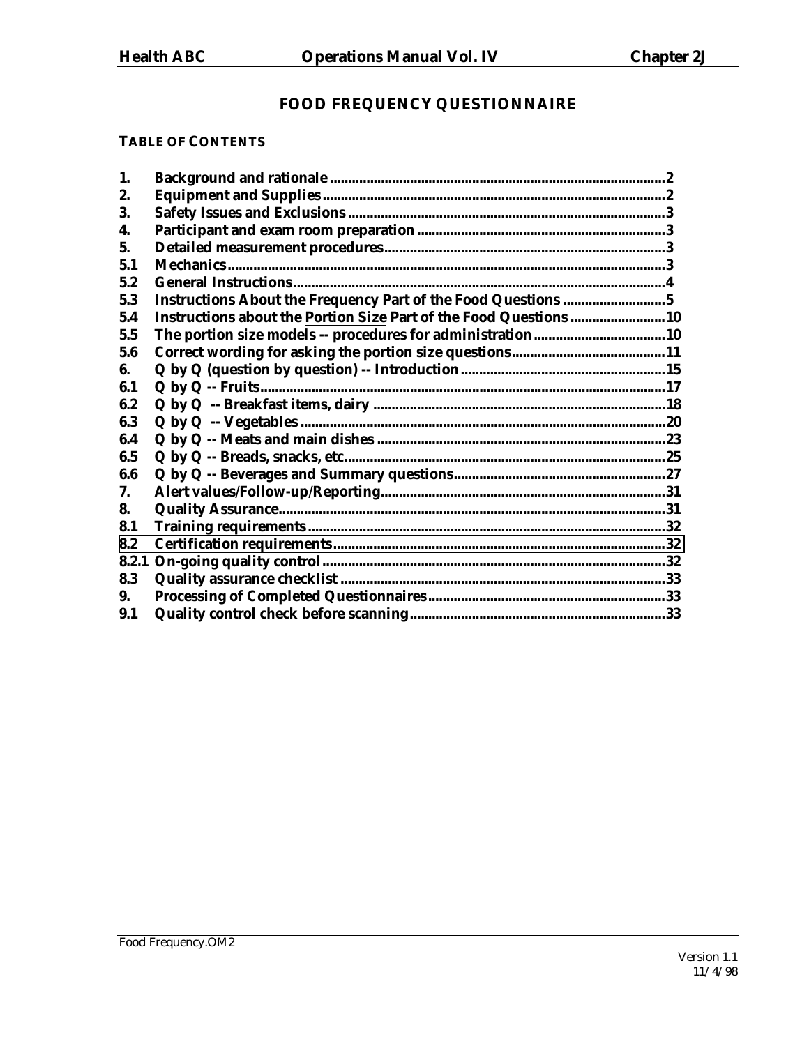# FOOD FREQUENCY QUESTIONNAIRE

## TABLE OF CONTENTS

| | | |
|---|---|---|
| 1. | Background and rationale | 2 |
| 2. | Equipment and Supplies | 2 |
| 3. | Safety Issues and Exclusions | 3 |
| 4. | Participant and exam room preparation | 3 |
| 5. | Detailed measurement procedures | 3 |
| 5.1 | Mechanics | 3 |
| 5.2 | General Instructions | 4 |
| 5.3 | Instructions About the Frequency Part of the Food Questions | 5 |
| 5.4 | Instructions about the Portion Size Part of the Food Questions | 10 |
| 5.5 | The portion size models -- procedures for administration | 10 |
| 5.6 | Correct wording for asking the portion size questions | 11 |
| 6. | Q by Q (question by question) -- Introduction | 15 |
| 6.1 | Q by Q -- Fruits | 17 |
| 6.2 | Q by Q -- Breakfast items, dairy | 18 |
| 6.3 | Q by Q -- Vegetables | 20 |
| 6.4 | Q by Q -- Meats and main dishes | 23 |
| 6.5 | Q by Q -- Breads, snacks, etc. | 25 |
| 6.6 | Q by Q -- Beverages and Summary questions | 27 |
| 7. | Alert values/Follow-up/Reporting | 31 |
| 8. | Quality Assurance | 31 |
| 8.1 | Training requirements | 32 |
| 8.2 | Certification requirements | 32 |
| 8.2.1 | On-going quality control | 32 |
| 8.3 | Quality assurance checklist | 33 |
| 9. | Processing of Completed Questionnaires | 33 |
| 9.1 | Quality control check before scanning | 33 |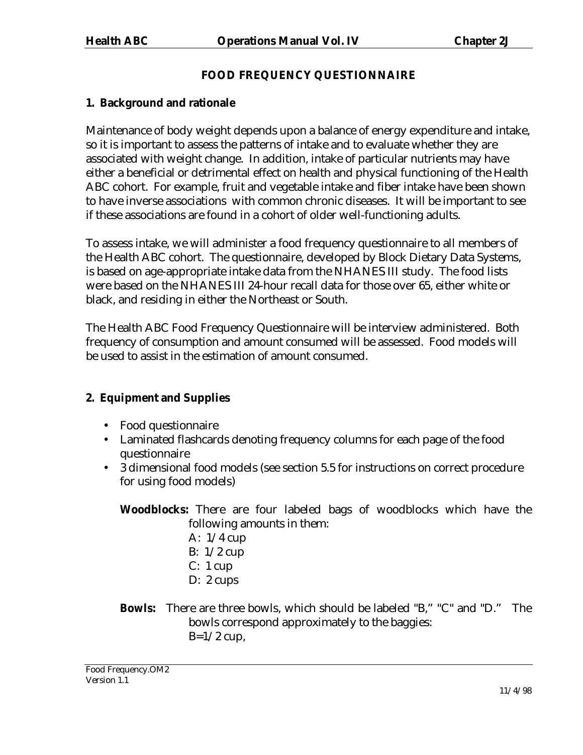# FOOD FREQUENCY QUESTIONNAIRE

## 1. Background and rationale

Maintenance of body weight depends upon a balance of energy expenditure and intake, so it is important to assess the patterns of intake and to evaluate whether they are associated with weight change. In addition, intake of particular nutrients may have either a beneficial or detrimental effect on health and physical functioning of the Health ABC cohort. For example, fruit and vegetable intake and fiber intake have been shown to have inverse associations with common chronic diseases. It will be important to see if these associations are found in a cohort of older well-functioning adults.

To assess intake, we will administer a food frequency questionnaire to all members of the Health ABC cohort. The questionnaire, developed by Block Dietary Data Systems, is based on age-appropriate intake data from the NHANES III study. The food lists were based on the NHANES III 24-hour recall data for those over 65, either white or black, and residing in either the Northeast or South.

The Health ABC Food Frequency Questionnaire will be interview administered. Both frequency of consumption and amount consumed will be assessed. Food models will be used to assist in the estimation of amount consumed.

## 2. Equipment and Supplies

- Food questionnaire
- Laminated flashcards denoting frequency columns for each page of the food questionnaire
- 3 dimensional food models (see section 5.5 for instructions on correct procedure for using food models)

**Woodblocks:** There are four labeled bags of woodblocks which have the following amounts in them:
A: 1/4 cup
B: 1/2 cup
C: 1 cup
D: 2 cups

**Bowls:** There are three bowls, which should be labeled "B," "C" and "D." The bowls correspond approximately to the baggies:
B=1/2 cup,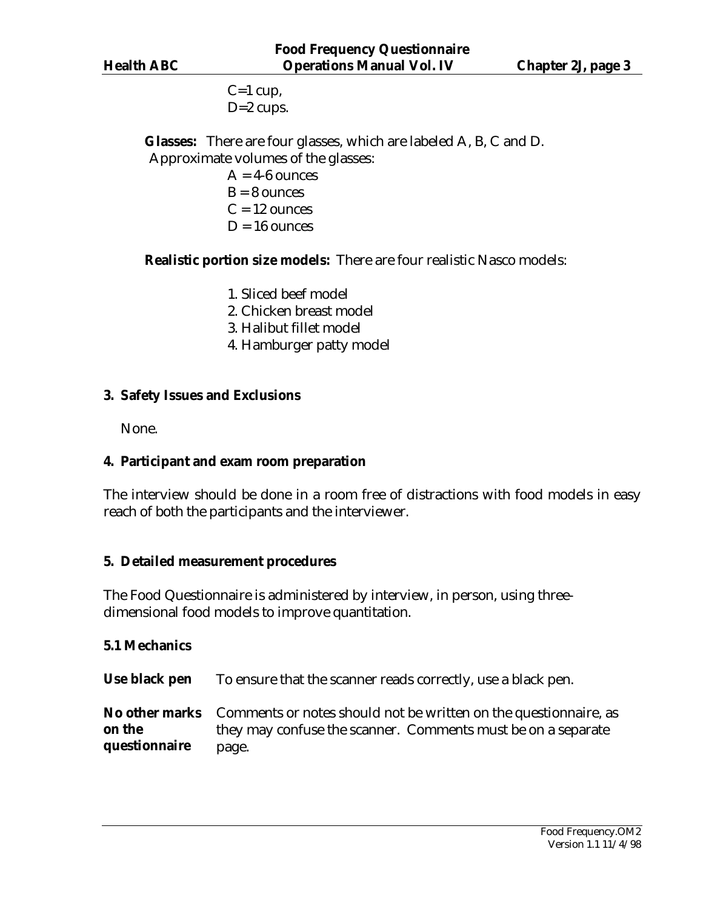C=1 cup,
D=2 cups.

**Glasses:** There are four glasses, which are labeled A, B, C and D.
Approximate volumes of the glasses:

A = 4-6 ounces
B = 8 ounces
C = 12 ounces
D = 16 ounces

**Realistic portion size models:** There are four realistic Nasco models:

1. Sliced beef model
2. Chicken breast model
3. Halibut fillet model
4. Hamburger patty model

## 3. Safety Issues and Exclusions

None.

## 4. Participant and exam room preparation

The interview should be done in a room free of distractions with food models in easy reach of both the participants and the interviewer.

## 5. Detailed measurement procedures

The Food Questionnaire is administered by interview, in person, using three-dimensional food models to improve quantitation.

### 5.1 Mechanics

**Use black pen** To ensure that the scanner reads correctly, use a black pen.

**No other marks on the questionnaire** Comments or notes should not be written on the questionnaire, as they may confuse the scanner. Comments must be on a separate page.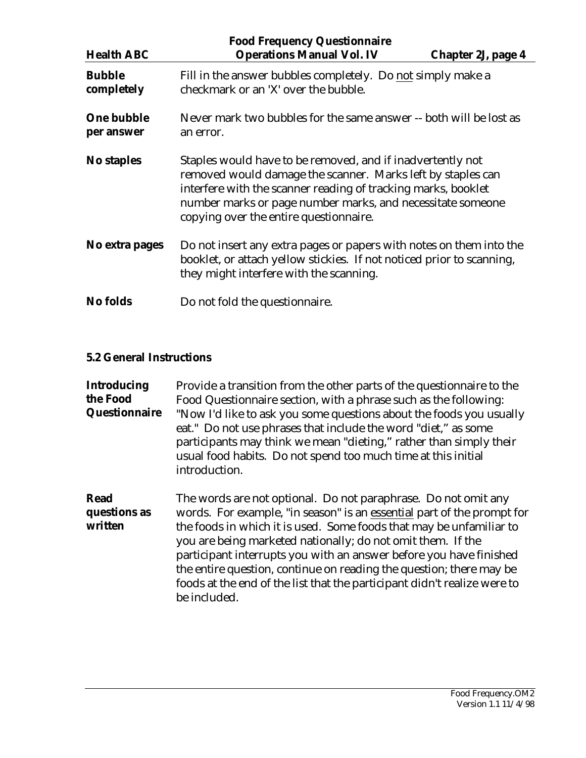**Bubble completely** Fill in the answer bubbles completely. Do not simply make a checkmark or an 'X' over the bubble.

**One bubble per answer** Never mark two bubbles for the same answer -- both will be lost as an error.

**No staples** Staples would have to be removed, and if inadvertently not removed would damage the scanner. Marks left by staples can interfere with the scanner reading of tracking marks, booklet number marks or page number marks, and necessitate someone copying over the entire questionnaire.

**No extra pages** Do not insert any extra pages or papers with notes on them into the booklet, or attach yellow stickies. If not noticed prior to scanning, they might interfere with the scanning.

**No folds** Do not fold the questionnaire.

### 5.2 General Instructions

**Introducing the Food Questionnaire** Provide a transition from the other parts of the questionnaire to the Food Questionnaire section, with a phrase such as the following: "Now I'd like to ask you some questions about the foods you usually eat." Do not use phrases that include the word "diet," as some participants may think we mean "dieting," rather than simply their usual food habits. Do not spend too much time at this initial introduction.

**Read questions as written** The words are not optional. Do not paraphrase. Do not omit any words. For example, "in season" is an essential part of the prompt for the foods in which it is used. Some foods that may be unfamiliar to you are being marketed nationally; do not omit them. If the participant interrupts you with an answer before you have finished the entire question, continue on reading the question; there may be foods at the end of the list that the participant didn't realize were to be included.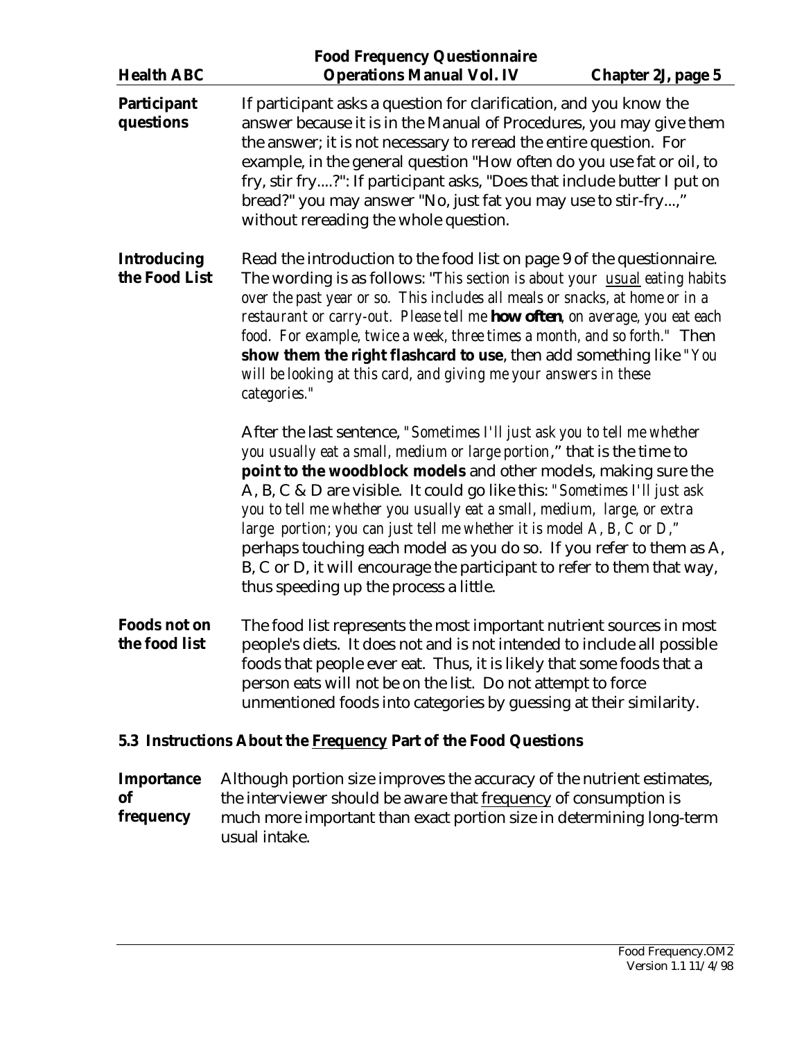**Participant questions** If participant asks a question for clarification, and you know the answer because it is in the Manual of Procedures, you may give them the answer; it is not necessary to reread the entire question. For example, in the general question "How often do you use fat or oil, to fry, stir fry....?": If participant asks, "Does that include butter I put on bread?" you may answer "No, just fat you may use to stir-fry...," without rereading the whole question.

**Introducing the Food List** Read the introduction to the food list on page 9 of the questionnaire. The wording is as follows: "*This section is about your* <u>*usual*</u> *eating habits over the past year or so. This includes all meals or snacks, at home or in a restaurant or carry-out. Please tell me* ***how often****, on average, you eat each food. For example, twice a week, three times a month, and so forth.*" Then **show them the right flashcard to use**, then add something like "*You will be looking at this card, and giving me your answers in these categories.*"

After the last sentence, "*Sometimes I'll just ask you to tell me whether you usually eat a small, medium or large portion*," that is the time to **point to the woodblock models** and other models, making sure the A, B, C & D are visible. It could go like this: "*Sometimes I'll just ask you to tell me whether you usually eat a small, medium, large, or extra large portion; you can just tell me whether it is model A, B, C or D,*" perhaps touching each model as you do so. If you refer to them as A, B, C or D, it will encourage the participant to refer to them that way, thus speeding up the process a little.

**Foods not on the food list** The food list represents the most important nutrient sources in most people's diets. It does not and is not intended to include all possible foods that people ever eat. Thus, it is likely that some foods that a person eats will not be on the list. Do not attempt to force unmentioned foods into categories by guessing at their similarity.

## 5.3 Instructions About the <u>Frequency</u> Part of the Food Questions

**Importance of frequency** Although portion size improves the accuracy of the nutrient estimates, the interviewer should be aware that <u>frequency</u> of consumption is much more important than exact portion size in determining long-term usual intake.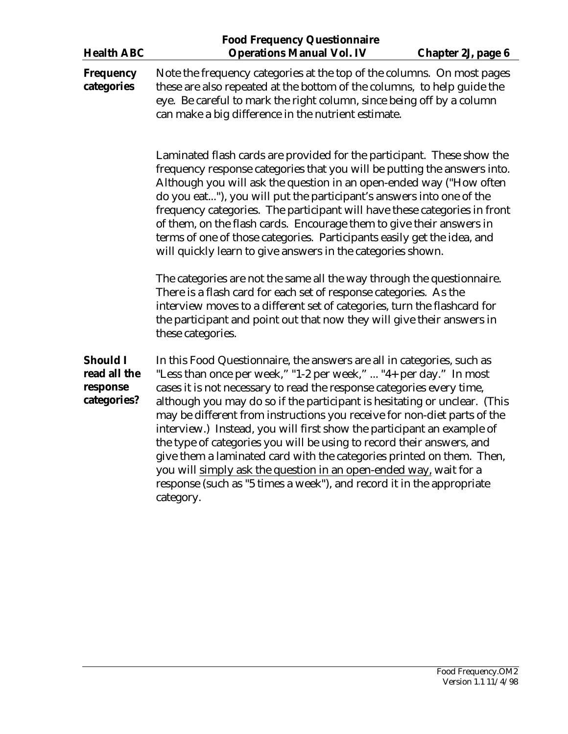**Frequency categories**

Note the frequency categories at the top of the columns. On most pages these are also repeated at the bottom of the columns, to help guide the eye. Be careful to mark the right column, since being off by a column can make a big difference in the nutrient estimate.

Laminated flash cards are provided for the participant. These show the frequency response categories that you will be putting the answers into. Although you will ask the question in an open-ended way ("How often do you eat..."), you will put the participant's answers into one of the frequency categories. The participant will have these categories in front of them, on the flash cards. Encourage them to give their answers in terms of one of those categories. Participants easily get the idea, and will quickly learn to give answers in the categories shown.

The categories are not the same all the way through the questionnaire. There is a flash card for each set of response categories. As the interview moves to a different set of categories, turn the flashcard for the participant and point out that now they will give their answers in these categories.

**Should I read all the response categories?**

In this Food Questionnaire, the answers are all in categories, such as "Less than once per week," "1-2 per week," ... "4+ per day." In most cases it is not necessary to read the response categories every time, although you may do so if the participant is hesitating or unclear. (This may be different from instructions you receive for non-diet parts of the interview.) Instead, you will first show the participant an example of the type of categories you will be using to record their answers, and give them a laminated card with the categories printed on them. Then, you will <u>simply ask the question in an open-ended way,</u> wait for a response (such as "5 times a week"), and record it in the appropriate category.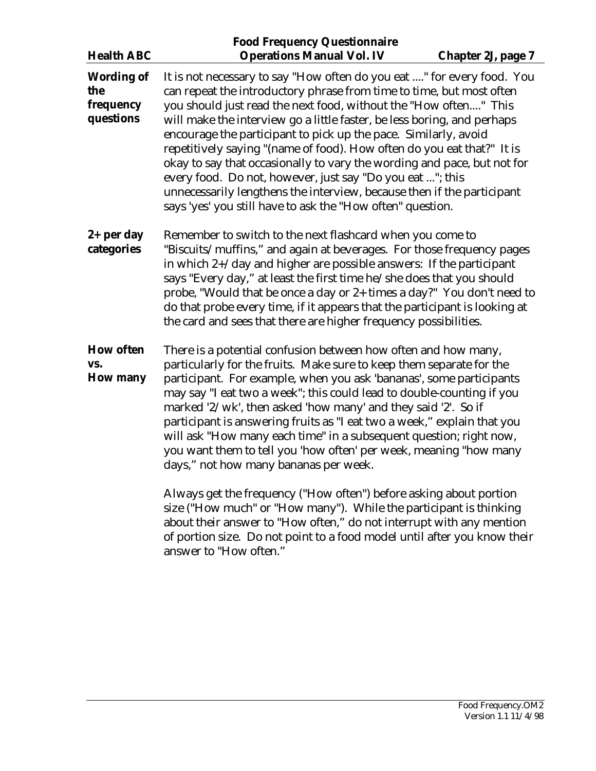**Wording of the frequency questions**

It is not necessary to say "How often do you eat ...." for every food. You can repeat the introductory phrase from time to time, but most often you should just read the next food, without the "How often...." This will make the interview go a little faster, be less boring, and perhaps encourage the participant to pick up the pace. Similarly, avoid repetitively saying "(name of food). How often do you eat that?" It is okay to say that occasionally to vary the wording and pace, but not for every food. Do not, however, just say "Do you eat ..."; this unnecessarily lengthens the interview, because then if the participant says 'yes' you still have to ask the "How often" question.

**2+ per day categories**

Remember to switch to the next flashcard when you come to "Biscuits/muffins," and again at beverages. For those frequency pages in which 2+/day and higher are possible answers: If the participant says "Every day," at least the first time he/she does that you should probe, "Would that be once a day or 2+ times a day?" You don't need to do that probe every time, if it appears that the participant is looking at the card and sees that there are higher frequency possibilities.

**How often vs. How many**

There is a potential confusion between how often and how many, particularly for the fruits. Make sure to keep them separate for the participant. For example, when you ask 'bananas', some participants may say "I eat two a week"; this could lead to double-counting if you marked '2/wk', then asked 'how many' and they said '2'. So if participant is answering fruits as "I eat two a week," explain that you will ask "How many each time" in a subsequent question; right now, you want them to tell you 'how often' per week, meaning "how many days," not how many bananas per week.

Always get the frequency ("How often") before asking about portion size ("How much" or "How many"). While the participant is thinking about their answer to "How often," do not interrupt with any mention of portion size. Do not point to a food model until after you know their answer to "How often."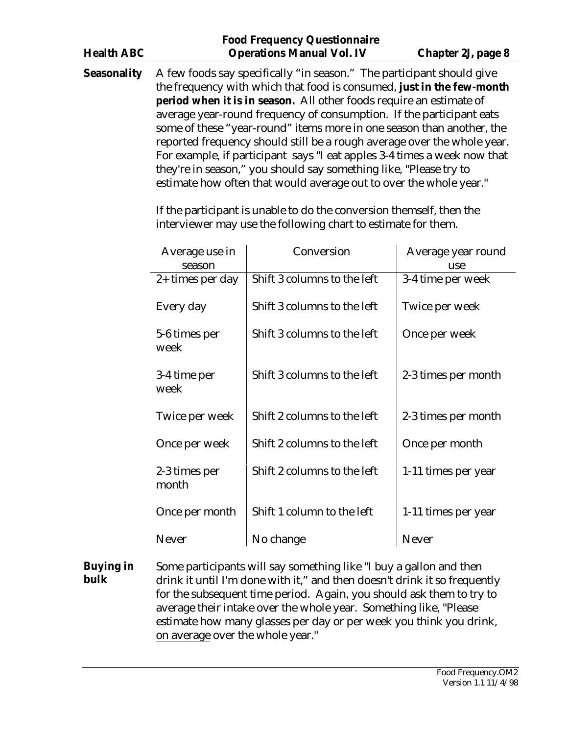**Seasonality** A few foods say specifically "in season." The participant should give the frequency with which that food is consumed, **just in the few-month period when it is in season.** All other foods require an estimate of average year-round frequency of consumption. If the participant eats some of these "year-round" items more in one season than another, the reported frequency should still be a rough average over the whole year. For example, if participant says "I eat apples 3-4 times a week now that they're in season," you should say something like, "Please try to estimate how often that would average out to over the whole year."

If the participant is unable to do the conversion themself, then the interviewer may use the following chart to estimate for them.

| Average use in season | Conversion | Average year round use |
|---|---|---|
| 2+ times per day | Shift 3 columns to the left | 3-4 time per week |
| Every day | Shift 3 columns to the left | Twice per week |
| 5-6 times per week | Shift 3 columns to the left | Once per week |
| 3-4 time per week | Shift 3 columns to the left | 2-3 times per month |
| Twice per week | Shift 2 columns to the left | 2-3 times per month |
| Once per week | Shift 2 columns to the left | Once per month |
| 2-3 times per month | Shift 2 columns to the left | 1-11 times per year |
| Once per month | Shift 1 column to the left | 1-11 times per year |
| Never | No change | Never |

**Buying in bulk** Some participants will say something like "I buy a gallon and then drink it until I'm done with it," and then doesn't drink it so frequently for the subsequent time period. Again, you should ask them to try to average their intake over the whole year. Something like, "Please estimate how many glasses per day or per week you think you drink, <u>on average</u> over the whole year."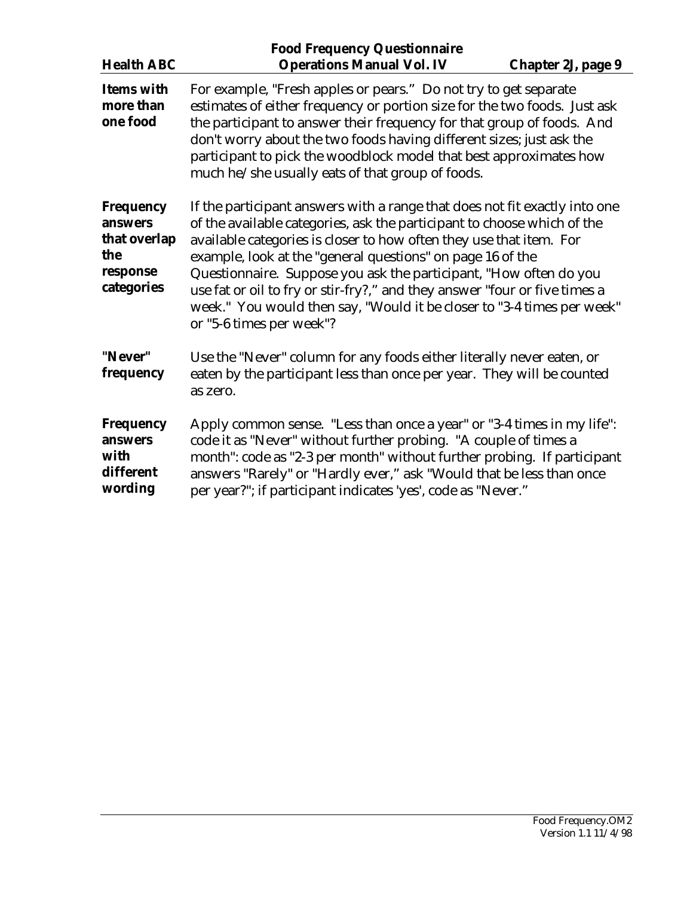**Items with more than one food**

For example, "Fresh apples or pears." Do not try to get separate estimates of either frequency or portion size for the two foods. Just ask the participant to answer their frequency for that group of foods. And don't worry about the two foods having different sizes; just ask the participant to pick the woodblock model that best approximates how much he/she usually eats of that group of foods.

**Frequency answers that overlap the response categories**

If the participant answers with a range that does not fit exactly into one of the available categories, ask the participant to choose which of the available categories is closer to how often they use that item. For example, look at the "general questions" on page 16 of the Questionnaire. Suppose you ask the participant, "How often do you use fat or oil to fry or stir-fry?," and they answer "four or five times a week." You would then say, "Would it be closer to "3-4 times per week" or "5-6 times per week"?

**"Never" frequency**

Use the "Never" column for any foods either literally never eaten, or eaten by the participant less than once per year. They will be counted as zero.

**Frequency answers with different wording**

Apply common sense. "Less than once a year" or "3-4 times in my life": code it as "Never" without further probing. "A couple of times a month": code as "2-3 per month" without further probing. If participant answers "Rarely" or "Hardly ever," ask "Would that be less than once per year?"; if participant indicates 'yes', code as "Never."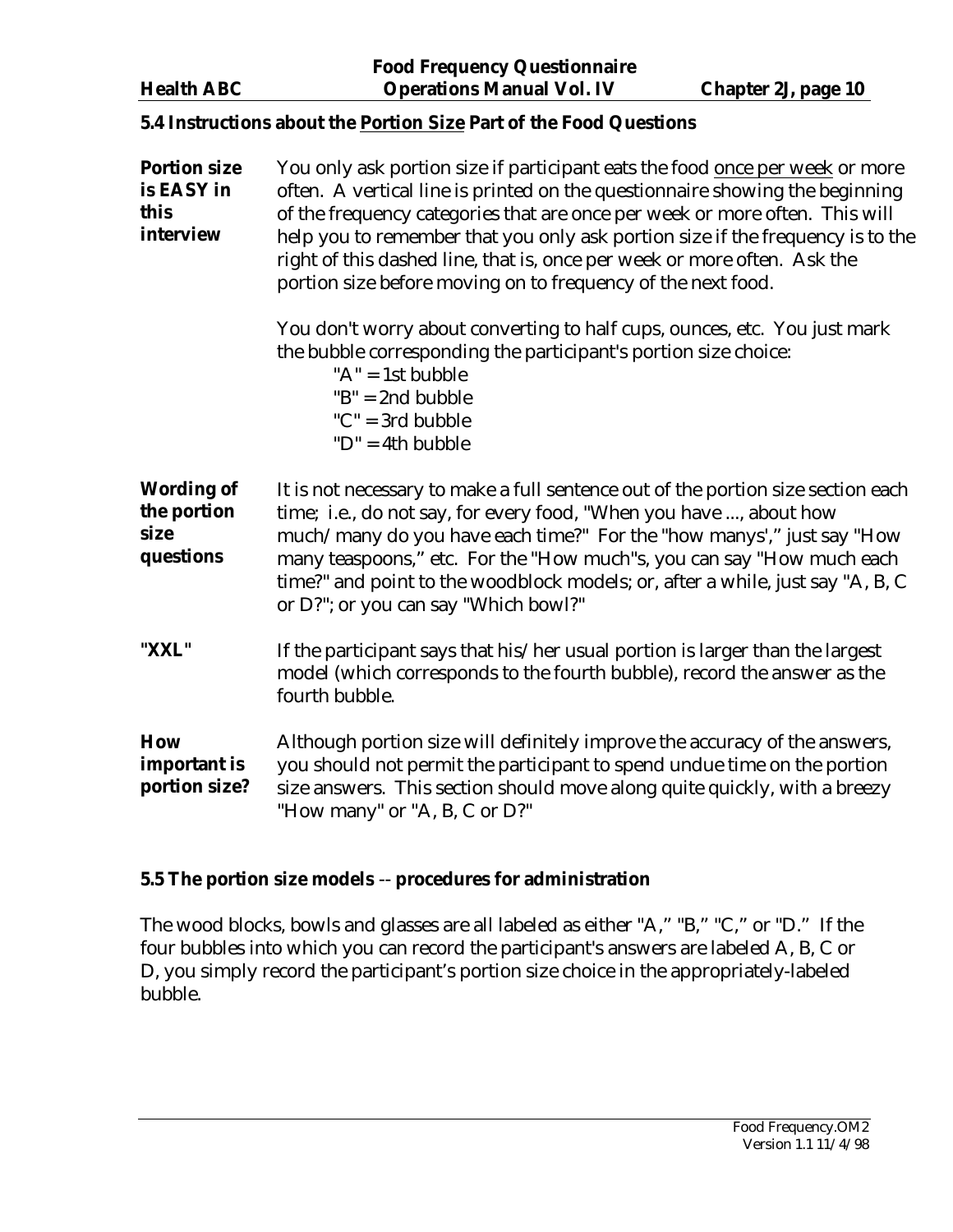## 5.4 Instructions about the Portion Size Part of the Food Questions

**Portion size is EASY in this interview**

You only ask portion size if participant eats the food once per week or more often. A vertical line is printed on the questionnaire showing the beginning of the frequency categories that are once per week or more often. This will help you to remember that you only ask portion size if the frequency is to the right of this dashed line, that is, once per week or more often. Ask the portion size before moving on to frequency of the next food.

You don't worry about converting to half cups, ounces, etc. You just mark the bubble corresponding the participant's portion size choice:

"A" = 1st bubble
"B" = 2nd bubble
"C" = 3rd bubble
"D" = 4th bubble

**Wording of the portion size questions**

It is not necessary to make a full sentence out of the portion size section each time; i.e., do not say, for every food, "When you have ..., about how much/many do you have each time?" For the "how manys'," just say "How many teaspoons," etc. For the "How much"s, you can say "How much each time?" and point to the woodblock models; or, after a while, just say "A, B, C or D?"; or you can say "Which bowl?"

**"XXL"**

If the participant says that his/her usual portion is larger than the largest model (which corresponds to the fourth bubble), record the answer as the fourth bubble.

**How important is portion size?**

Although portion size will definitely improve the accuracy of the answers, you should not permit the participant to spend undue time on the portion size answers. This section should move along quite quickly, with a breezy "How many" or "A, B, C or D?"

## 5.5 The portion size models -- procedures for administration

The wood blocks, bowls and glasses are all labeled as either "A," "B," "C," or "D." If the four bubbles into which you can record the participant's answers are labeled A, B, C or D, you simply record the participant's portion size choice in the appropriately-labeled bubble.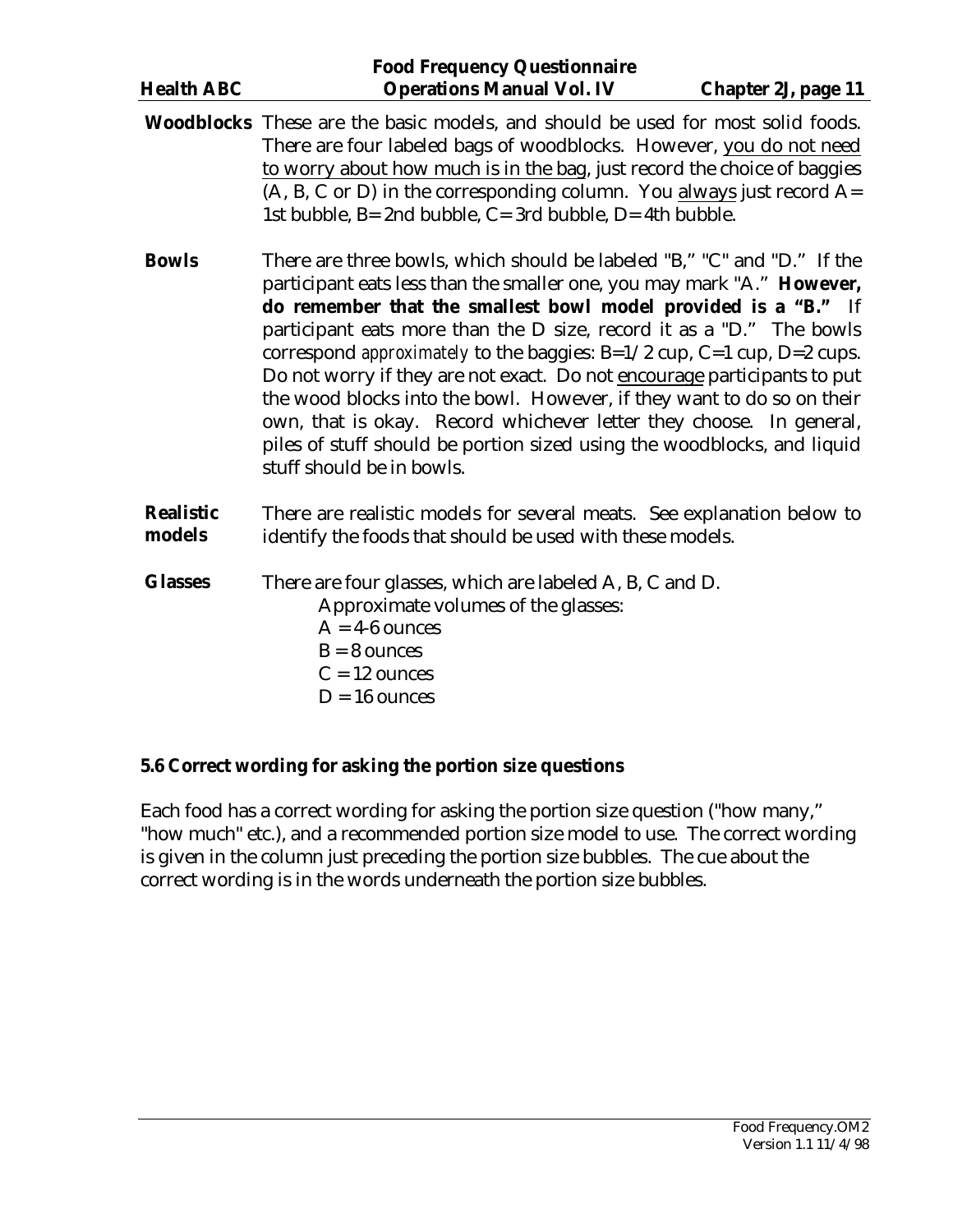**Woodblocks** These are the basic models, and should be used for most solid foods. There are four labeled bags of woodblocks. However, you do not need to worry about how much is in the bag, just record the choice of baggies (A, B, C or D) in the corresponding column. You always just record A= 1st bubble, B= 2nd bubble, C= 3rd bubble, D= 4th bubble.

**Bowls** There are three bowls, which should be labeled "B," "C" and "D." If the participant eats less than the smaller one, you may mark "A." **However, do remember that the smallest bowl model provided is a "B."** If participant eats more than the D size, record it as a "D." The bowls correspond *approximately* to the baggies: B=1/2 cup, C=1 cup, D=2 cups. Do not worry if they are not exact. Do not encourage participants to put the wood blocks into the bowl. However, if they want to do so on their own, that is okay. Record whichever letter they choose. In general, piles of stuff should be portion sized using the woodblocks, and liquid stuff should be in bowls.

**Realistic models** There are realistic models for several meats. See explanation below to identify the foods that should be used with these models.

**Glasses** There are four glasses, which are labeled A, B, C and D.

Approximate volumes of the glasses:
A = 4-6 ounces
B = 8 ounces
C = 12 ounces
D = 16 ounces

## 5.6 Correct wording for asking the portion size questions

Each food has a correct wording for asking the portion size question ("how many," "how much" etc.), and a recommended portion size model to use. The correct wording is given in the column just preceding the portion size bubbles. The cue about the correct wording is in the words underneath the portion size bubbles.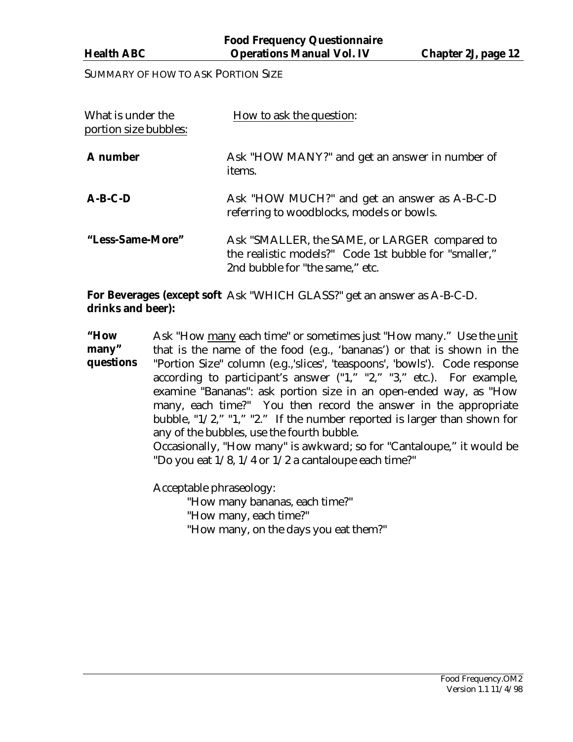## SUMMARY OF HOW TO ASK PORTION SIZE

| What is under the portion size bubbles: | How to ask the question: |
|---|---|
| **A number** | Ask "HOW MANY?" and get an answer in number of items. |
| **A-B-C-D** | Ask "HOW MUCH?" and get an answer as A-B-C-D referring to woodblocks, models or bowls. |
| **"Less-Same-More"** | Ask "SMALLER, the SAME, or LARGER compared to the realistic models?" Code 1st bubble for "smaller," 2nd bubble for "the same," etc. |
| **For Beverages (except soft drinks and beer):** | Ask "WHICH GLASS?" get an answer as A-B-C-D. |

**"How many" questions**

Ask "How many each time" or sometimes just "How many." Use the unit that is the name of the food (e.g., 'bananas') or that is shown in the "Portion Size" column (e.g.,'slices', 'teaspoons', 'bowls'). Code response according to participant's answer ("1," "2," "3," etc.). For example, examine "Bananas": ask portion size in an open-ended way, as "How many, each time?" You then record the answer in the appropriate bubble, "1/2," "1," "2." If the number reported is larger than shown for any of the bubbles, use the fourth bubble.

Occasionally, "How many" is awkward; so for "Cantaloupe," it would be "Do you eat 1/8, 1/4 or 1/2 a cantaloupe each time?"

Acceptable phraseology:

- "How many bananas, each time?"
- "How many, each time?"
- "How many, on the days you eat them?"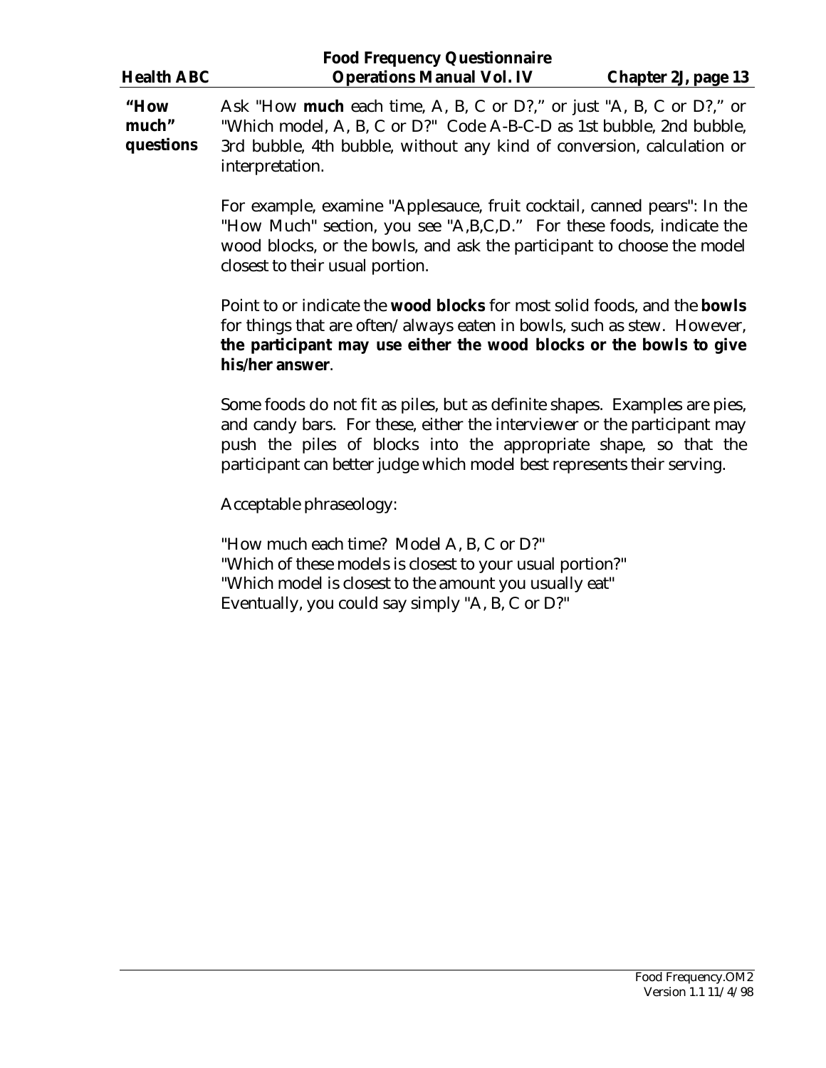**"How much" questions**

Ask "How **much** each time, A, B, C or D?," or just "A, B, C or D?," or "Which model, A, B, C or D?" Code A-B-C-D as 1st bubble, 2nd bubble, 3rd bubble, 4th bubble, without any kind of conversion, calculation or interpretation.

For example, examine "Applesauce, fruit cocktail, canned pears": In the "How Much" section, you see "A,B,C,D." For these foods, indicate the wood blocks, or the bowls, and ask the participant to choose the model closest to their usual portion.

Point to or indicate the **wood blocks** for most solid foods, and the **bowls** for things that are often/always eaten in bowls, such as stew. However, **the participant may use either the wood blocks or the bowls to give his/her answer**.

Some foods do not fit as piles, but as definite shapes. Examples are pies, and candy bars. For these, either the interviewer or the participant may push the piles of blocks into the appropriate shape, so that the participant can better judge which model best represents their serving.

Acceptable phraseology:

"How much each time? Model A, B, C or D?"
"Which of these models is closest to your usual portion?"
"Which model is closest to the amount you usually eat"
Eventually, you could say simply "A, B, C or D?"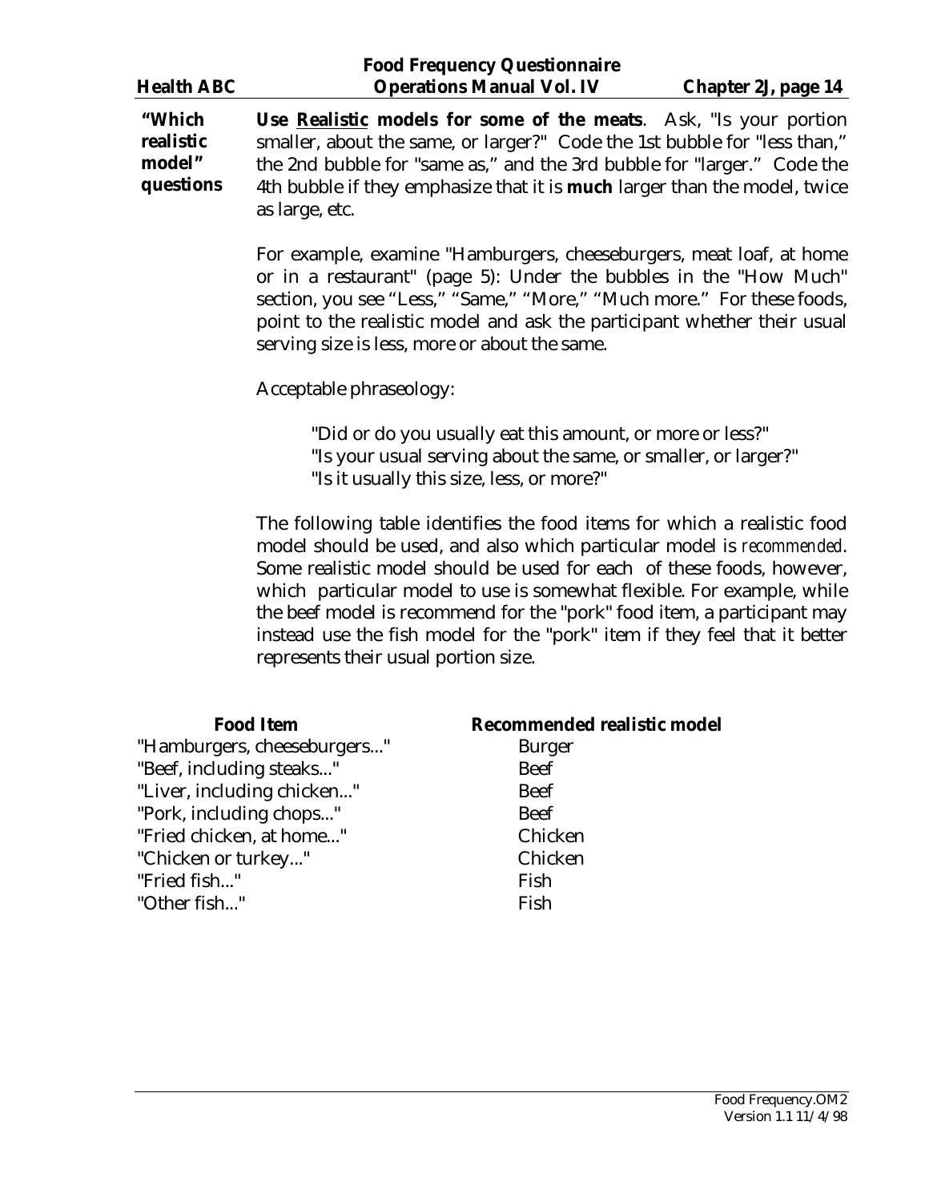**"Which realistic model" questions**

**Use Realistic models for some of the meats**. Ask, "Is your portion smaller, about the same, or larger?" Code the 1st bubble for "less than," the 2nd bubble for "same as," and the 3rd bubble for "larger." Code the 4th bubble if they emphasize that it is **much** larger than the model, twice as large, etc.

For example, examine "Hamburgers, cheeseburgers, meat loaf, at home or in a restaurant" (page 5): Under the bubbles in the "How Much" section, you see "Less," "Same," "More," "Much more." For these foods, point to the realistic model and ask the participant whether their usual serving size is less, more or about the same.

Acceptable phraseology:

"Did or do you usually eat this amount, or more or less?"
"Is your usual serving about the same, or smaller, or larger?"
"Is it usually this size, less, or more?"

The following table identifies the food items for which a realistic food model should be used, and also which particular model is *recommended*. Some realistic model should be used for each of these foods, however, which particular model to use is somewhat flexible. For example, while the beef model is recommend for the "pork" food item, a participant may instead use the fish model for the "pork" item if they feel that it better represents their usual portion size.

| Food Item | Recommended realistic model |
|---|---|
| "Hamburgers, cheeseburgers..." | Burger |
| "Beef, including steaks..." | Beef |
| "Liver, including chicken..." | Beef |
| "Pork, including chops..." | Beef |
| "Fried chicken, at home..." | Chicken |
| "Chicken or turkey..." | Chicken |
| "Fried fish..." | Fish |
| "Other fish..." | Fish |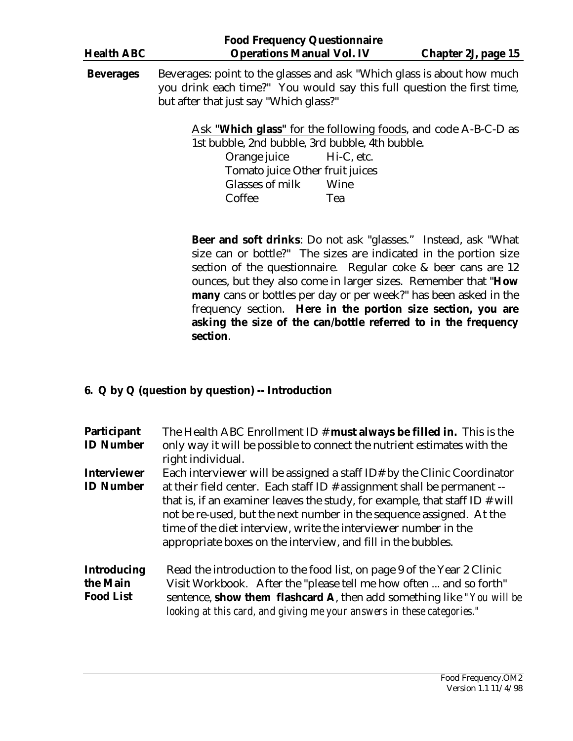**Beverages** Beverages: point to the glasses and ask "Which glass is about how much you drink each time?" You would say this full question the first time, but after that just say "Which glass?"

<u>Ask **"Which glass"** for the following foods</u>, and code A-B-C-D as 1st bubble, 2nd bubble, 3rd bubble, 4th bubble.

| | |
|---|---|
| Orange juice | Hi-C, etc. |
| Tomato juice | Other fruit juices |
| Glasses of milk | Wine |
| Coffee | Tea |

**Beer and soft drinks**: Do not ask "glasses." Instead, ask "What size can or bottle?" The sizes are indicated in the portion size section of the questionnaire. Regular coke & beer cans are 12 ounces, but they also come in larger sizes. Remember that "**How many** cans or bottles per day or per week?" has been asked in the frequency section. **Here in the portion size section, you are asking the size of the can/bottle referred to in the frequency section**.

## 6. Q by Q (question by question) -- Introduction

**Participant ID Number** The Health ABC Enrollment ID # **must always be filled in.** This is the only way it will be possible to connect the nutrient estimates with the right individual.

**Interviewer ID Number** Each interviewer will be assigned a staff ID# by the Clinic Coordinator at their field center. Each staff ID # assignment shall be permanent -- that is, if an examiner leaves the study, for example, that staff ID # will not be re-used, but the next number in the sequence assigned. At the time of the diet interview, write the interviewer number in the appropriate boxes on the interview, and fill in the bubbles.

**Introducing the Main Food List** Read the introduction to the food list, on page 9 of the Year 2 Clinic Visit Workbook. After the "please tell me how often ... and so forth" sentence, **show them flashcard A**, then add something like *"You will be looking at this card, and giving me your answers in these categories."*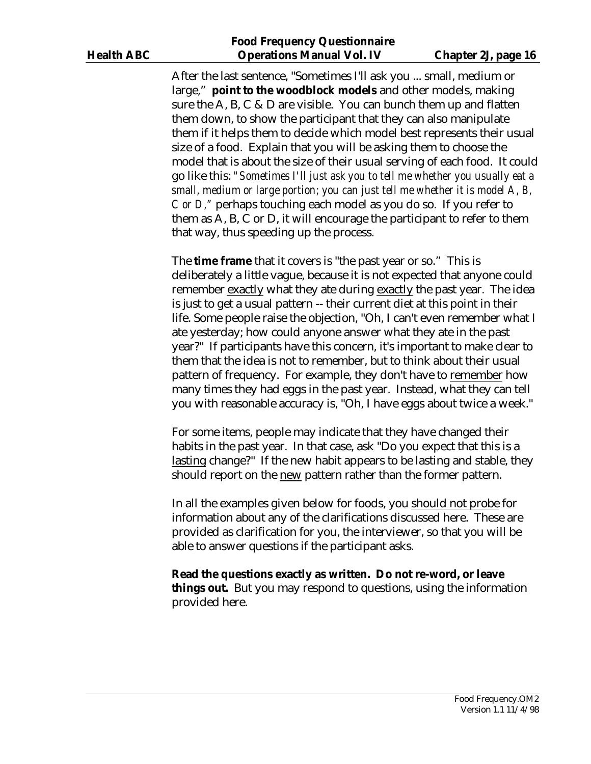After the last sentence, "Sometimes I'll ask you ... small, medium or large," **point to the woodblock models** and other models, making sure the A, B, C & D are visible. You can bunch them up and flatten them down, to show the participant that they can also manipulate them if it helps them to decide which model best represents their usual size of a food. Explain that you will be asking them to choose the model that is about the size of their usual serving of each food. It could go like this: *"Sometimes I'll just ask you to tell me whether you usually eat a small, medium or large portion; you can just tell me whether it is model A, B, C or D,"* perhaps touching each model as you do so. If you refer to them as A, B, C or D, it will encourage the participant to refer to them that way, thus speeding up the process.

The **time frame** that it covers is "the past year or so." This is deliberately a little vague, because it is not expected that anyone could remember exactly what they ate during exactly the past year. The idea is just to get a usual pattern -- their current diet at this point in their life. Some people raise the objection, "Oh, I can't even remember what I ate yesterday; how could anyone answer what they ate in the past year?" If participants have this concern, it's important to make clear to them that the idea is not to remember, but to think about their usual pattern of frequency. For example, they don't have to remember how many times they had eggs in the past year. Instead, what they can tell you with reasonable accuracy is, "Oh, I have eggs about twice a week."

For some items, people may indicate that they have changed their habits in the past year. In that case, ask "Do you expect that this is a lasting change?" If the new habit appears to be lasting and stable, they should report on the new pattern rather than the former pattern.

In all the examples given below for foods, you should not probe for information about any of the clarifications discussed here. These are provided as clarification for you, the interviewer, so that you will be able to answer questions if the participant asks.

**Read the questions exactly as written. Do not re-word, or leave things out.** But you may respond to questions, using the information provided here.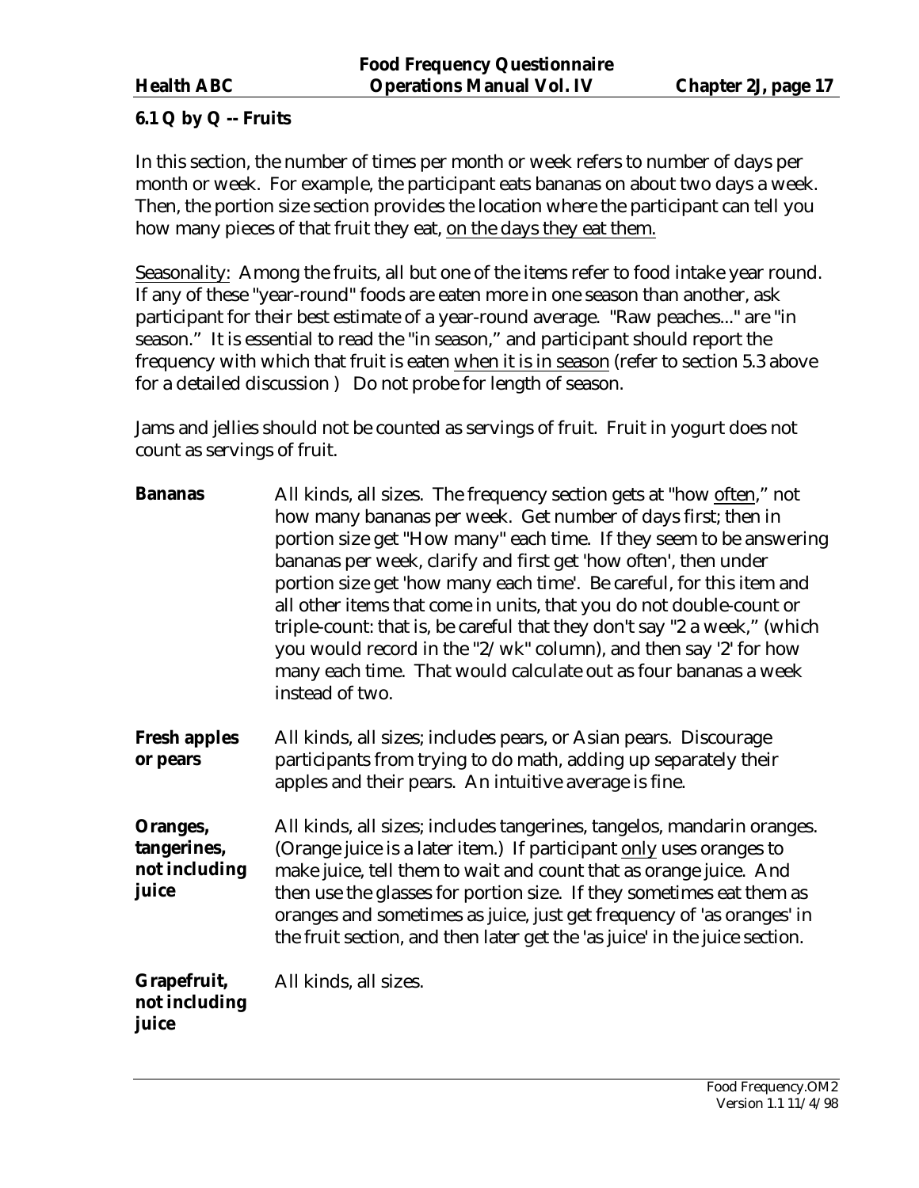## 6.1 Q by Q -- Fruits

In this section, the number of times per month or week refers to number of days per month or week. For example, the participant eats bananas on about two days a week. Then, the portion size section provides the location where the participant can tell you how many pieces of that fruit they eat, <u>on the days they eat them.</u>

<u>Seasonality</u>: Among the fruits, all but one of the items refer to food intake year round. If any of these "year-round" foods are eaten more in one season than another, ask participant for their best estimate of a year-round average. "Raw peaches..." are "in season." It is essential to read the "in season," and participant should report the frequency with which that fruit is eaten <u>when it is in season</u> (refer to section 5.3 above for a detailed discussion ) Do not probe for length of season.

Jams and jellies should not be counted as servings of fruit. Fruit in yogurt does not count as servings of fruit.

**Bananas**

All kinds, all sizes. The frequency section gets at "how <u>often</u>," not how many bananas per week. Get number of days first; then in portion size get "How many" each time. If they seem to be answering bananas per week, clarify and first get 'how often', then under portion size get 'how many each time'. Be careful, for this item and all other items that come in units, that you do not double-count or triple-count: that is, be careful that they don't say "2 a week," (which you would record in the "2/wk" column), and then say '2' for how many each time. That would calculate out as four bananas a week instead of two.

**Fresh apples or pears**

All kinds, all sizes; includes pears, or Asian pears. Discourage participants from trying to do math, adding up separately their apples and their pears. An intuitive average is fine.

**Oranges, tangerines, not including juice**

All kinds, all sizes; includes tangerines, tangelos, mandarin oranges. (Orange juice is a later item.) If participant <u>only</u> uses oranges to make juice, tell them to wait and count that as orange juice. And then use the glasses for portion size. If they sometimes eat them as oranges and sometimes as juice, just get frequency of 'as oranges' in the fruit section, and then later get the 'as juice' in the juice section.

**Grapefruit, not including juice**

All kinds, all sizes.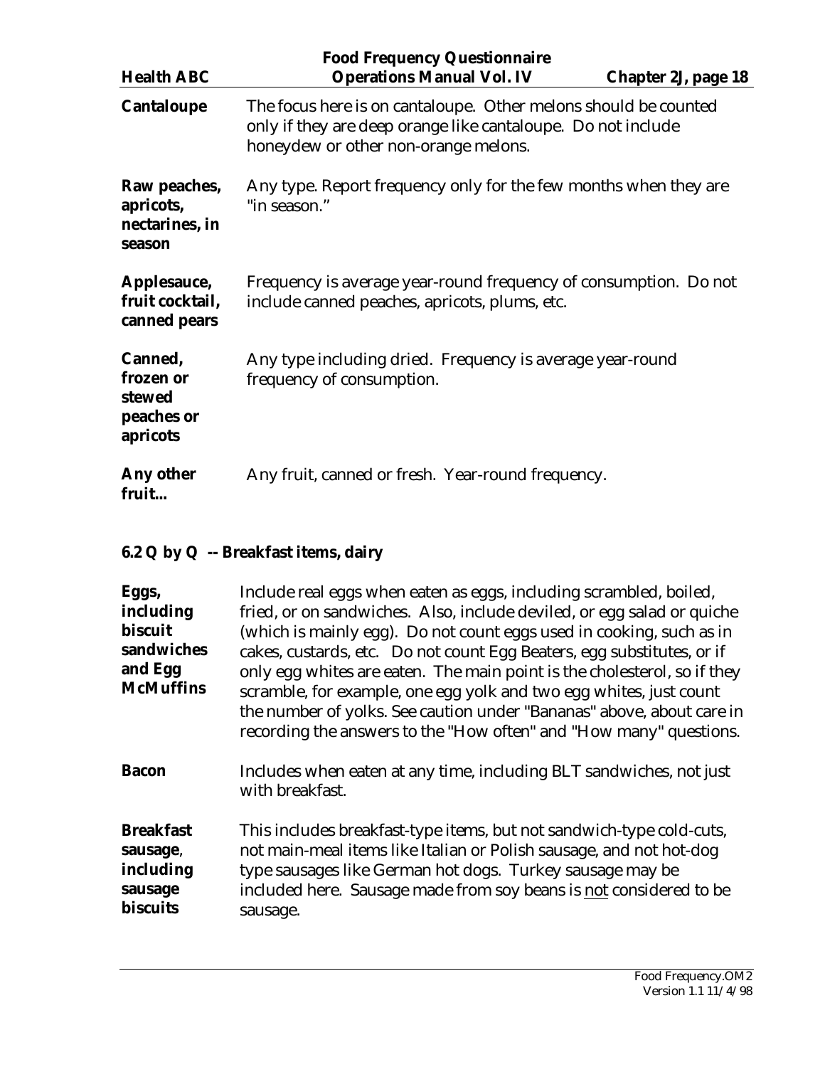**Cantaloupe** The focus here is on cantaloupe. Other melons should be counted only if they are deep orange like cantaloupe. Do not include honeydew or other non-orange melons.

**Raw peaches, apricots, nectarines, in season** Any type. Report frequency only for the few months when they are "in season."

**Applesauce, fruit cocktail, canned pears** Frequency is average year-round frequency of consumption. Do not include canned peaches, apricots, plums, etc.

**Canned, frozen or stewed peaches or apricots** Any type including dried. Frequency is average year-round frequency of consumption.

**Any other fruit...** Any fruit, canned or fresh. Year-round frequency.

## 6.2 Q by Q -- Breakfast items, dairy

**Eggs, including biscuit sandwiches and Egg McMuffins** Include real eggs when eaten as eggs, including scrambled, boiled, fried, or on sandwiches. Also, include deviled, or egg salad or quiche (which is mainly egg). Do not count eggs used in cooking, such as in cakes, custards, etc. Do not count Egg Beaters, egg substitutes, or if only egg whites are eaten. The main point is the cholesterol, so if they scramble, for example, one egg yolk and two egg whites, just count the number of yolks. See caution under "Bananas" above, about care in recording the answers to the "How often" and "How many" questions.

**Bacon** Includes when eaten at any time, including BLT sandwiches, not just with breakfast.

**Breakfast sausage, including sausage biscuits** This includes breakfast-type items, but not sandwich-type cold-cuts, not main-meal items like Italian or Polish sausage, and not hot-dog type sausages like German hot dogs. Turkey sausage may be included here. Sausage made from soy beans is not considered to be sausage.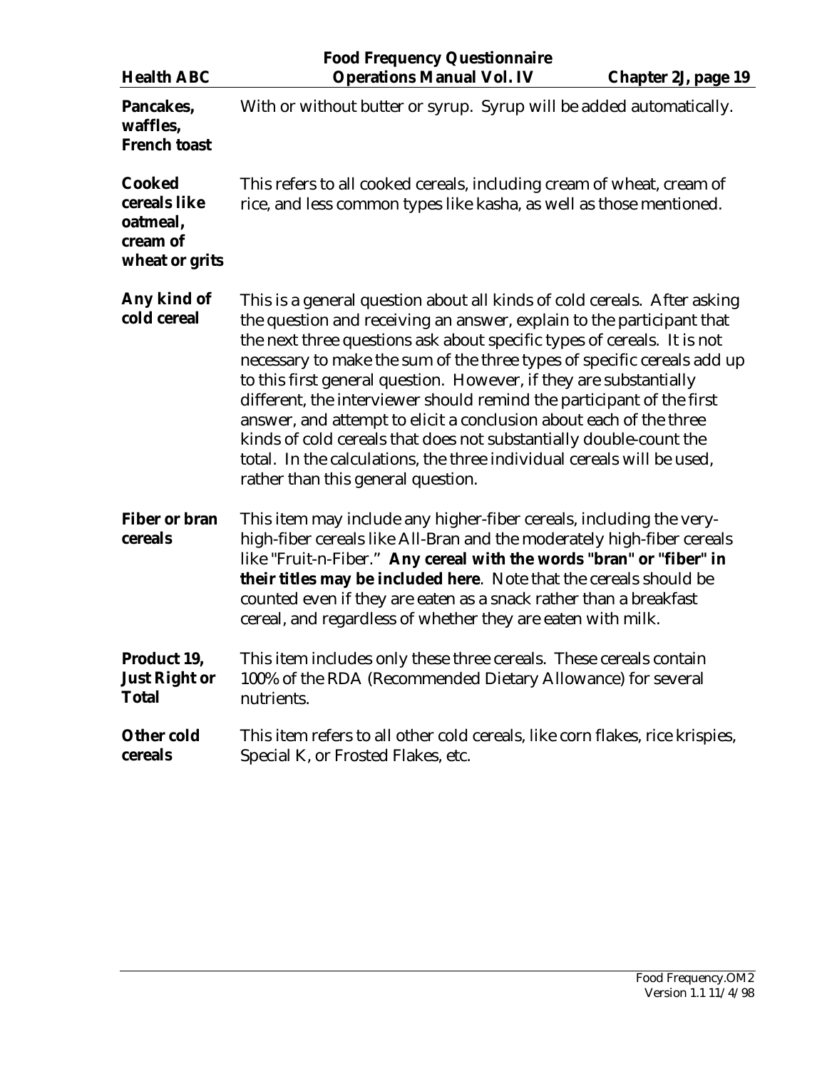**Pancakes, waffles, French toast**

With or without butter or syrup. Syrup will be added automatically.

**Cooked cereals like oatmeal, cream of wheat or grits**

This refers to all cooked cereals, including cream of wheat, cream of rice, and less common types like kasha, as well as those mentioned.

**Any kind of cold cereal**

This is a general question about all kinds of cold cereals. After asking the question and receiving an answer, explain to the participant that the next three questions ask about specific types of cereals. It is not necessary to make the sum of the three types of specific cereals add up to this first general question. However, if they are substantially different, the interviewer should remind the participant of the first answer, and attempt to elicit a conclusion about each of the three kinds of cold cereals that does not substantially double-count the total. In the calculations, the three individual cereals will be used, rather than this general question.

**Fiber or bran cereals**

This item may include any higher-fiber cereals, including the very-high-fiber cereals like All-Bran and the moderately high-fiber cereals like "Fruit-n-Fiber." **Any cereal with the words "bran" or "fiber" in their titles may be included here**. Note that the cereals should be counted even if they are eaten as a snack rather than a breakfast cereal, and regardless of whether they are eaten with milk.

**Product 19, Just Right or Total**

This item includes only these three cereals. These cereals contain 100% of the RDA (Recommended Dietary Allowance) for several nutrients.

**Other cold cereals**

This item refers to all other cold cereals, like corn flakes, rice krispies, Special K, or Frosted Flakes, etc.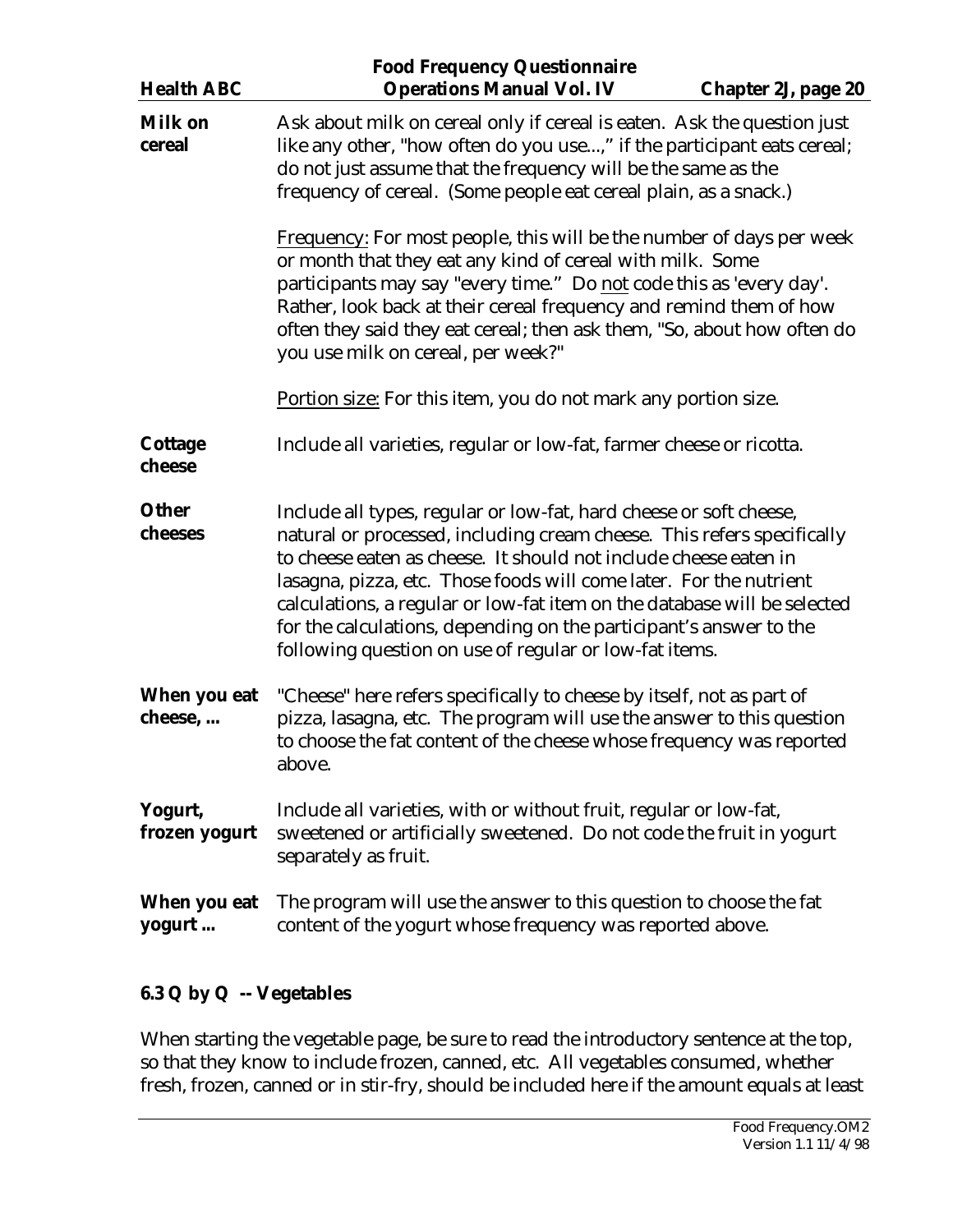**Milk on cereal** Ask about milk on cereal only if cereal is eaten. Ask the question just like any other, "how often do you use...," if the participant eats cereal; do not just assume that the frequency will be the same as the frequency of cereal. (Some people eat cereal plain, as a snack.)

<u>Frequency:</u> For most people, this will be the number of days per week or month that they eat any kind of cereal with milk. Some participants may say "every time." Do <u>not</u> code this as 'every day'. Rather, look back at their cereal frequency and remind them of how often they said they eat cereal; then ask them, "So, about how often do you use milk on cereal, per week?"

<u>Portion size:</u> For this item, you do not mark any portion size.

**Cottage cheese** Include all varieties, regular or low-fat, farmer cheese or ricotta.

**Other cheeses** Include all types, regular or low-fat, hard cheese or soft cheese, natural or processed, including cream cheese. This refers specifically to cheese eaten as cheese. It should not include cheese eaten in lasagna, pizza, etc. Those foods will come later. For the nutrient calculations, a regular or low-fat item on the database will be selected for the calculations, depending on the participant's answer to the following question on use of regular or low-fat items.

**When you eat cheese, ...** "Cheese" here refers specifically to cheese by itself, not as part of pizza, lasagna, etc. The program will use the answer to this question to choose the fat content of the cheese whose frequency was reported above.

**Yogurt, frozen yogurt** Include all varieties, with or without fruit, regular or low-fat, sweetened or artificially sweetened. Do not code the fruit in yogurt separately as fruit.

**When you eat yogurt ...** The program will use the answer to this question to choose the fat content of the yogurt whose frequency was reported above.

## 6.3 Q by Q -- Vegetables

When starting the vegetable page, be sure to read the introductory sentence at the top, so that they know to include frozen, canned, etc. All vegetables consumed, whether fresh, frozen, canned or in stir-fry, should be included here if the amount equals at least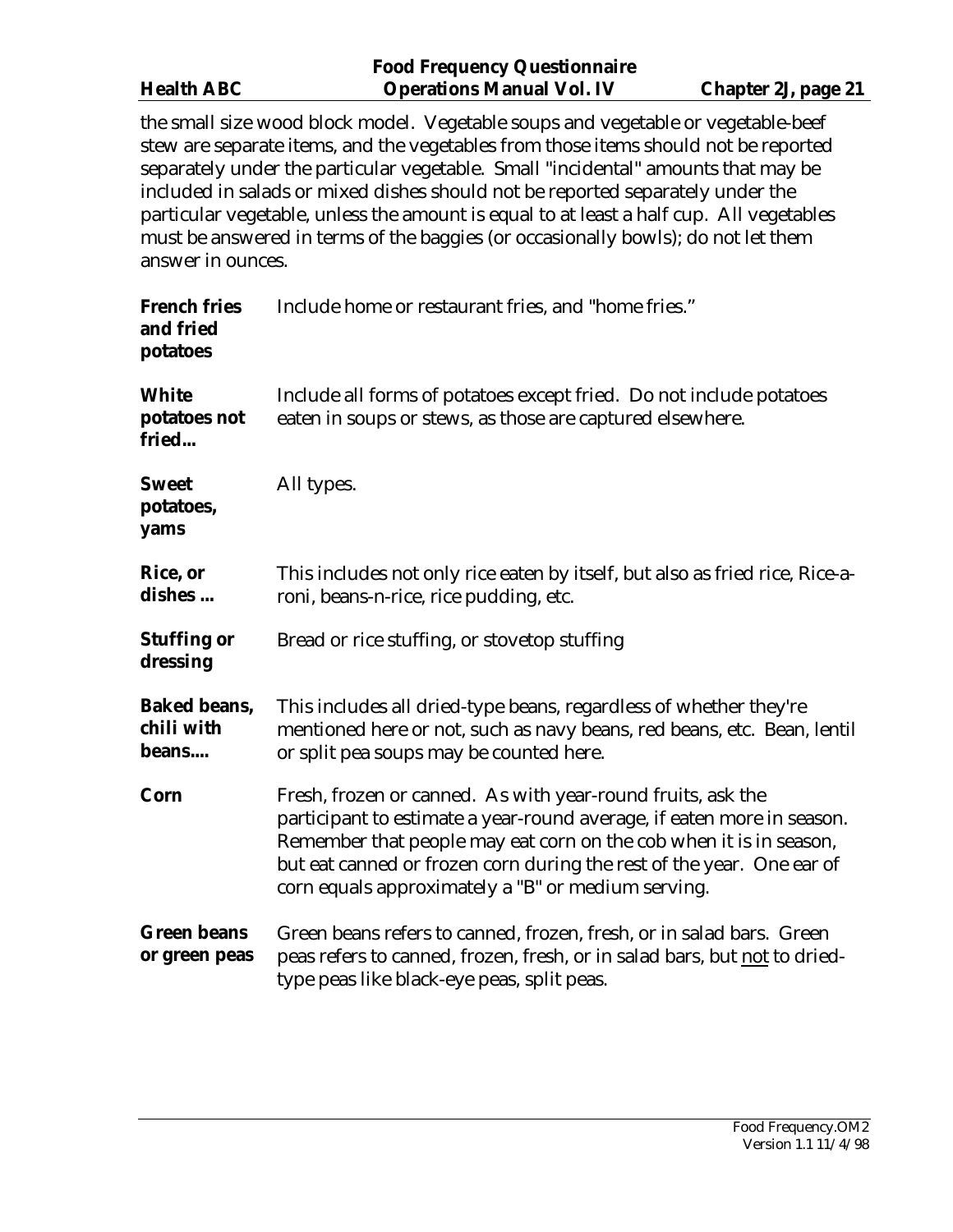the small size wood block model. Vegetable soups and vegetable or vegetable-beef stew are separate items, and the vegetables from those items should not be reported separately under the particular vegetable. Small "incidental" amounts that may be included in salads or mixed dishes should not be reported separately under the particular vegetable, unless the amount is equal to at least a half cup. All vegetables must be answered in terms of the baggies (or occasionally bowls); do not let them answer in ounces.

**French fries and fried potatoes** — Include home or restaurant fries, and "home fries."

**White potatoes not fried...** — Include all forms of potatoes except fried. Do not include potatoes eaten in soups or stews, as those are captured elsewhere.

**Sweet potatoes, yams** — All types.

**Rice, or dishes ...** — This includes not only rice eaten by itself, but also as fried rice, Rice-a-roni, beans-n-rice, rice pudding, etc.

**Stuffing or dressing** — Bread or rice stuffing, or stovetop stuffing

**Baked beans, chili with beans....** — This includes all dried-type beans, regardless of whether they're mentioned here or not, such as navy beans, red beans, etc. Bean, lentil or split pea soups may be counted here.

**Corn** — Fresh, frozen or canned. As with year-round fruits, ask the participant to estimate a year-round average, if eaten more in season. Remember that people may eat corn on the cob when it is in season, but eat canned or frozen corn during the rest of the year. One ear of corn equals approximately a "B" or medium serving.

**Green beans or green peas** — Green beans refers to canned, frozen, fresh, or in salad bars. Green peas refers to canned, frozen, fresh, or in salad bars, but <u>not</u> to dried-type peas like black-eye peas, split peas.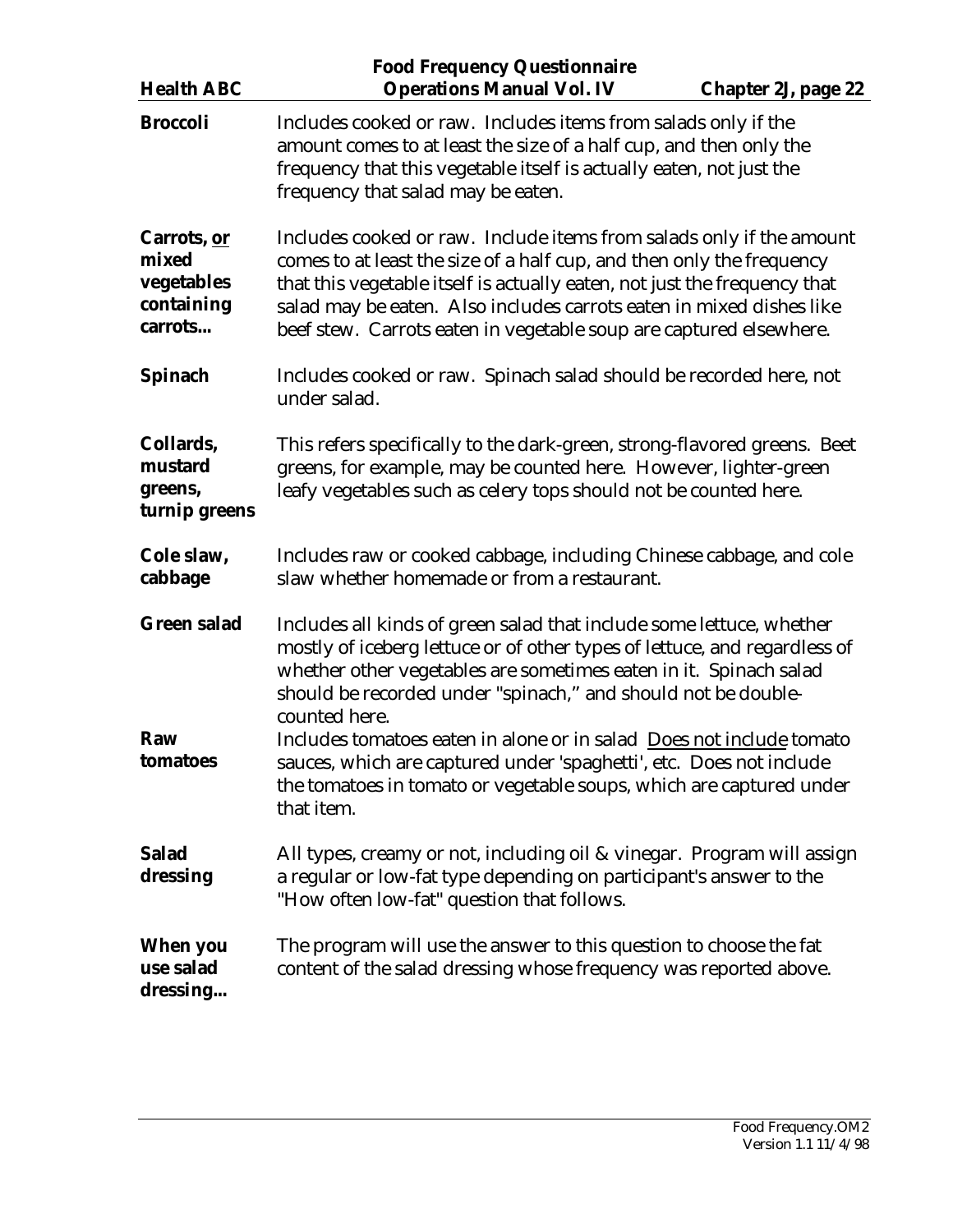**Broccoli** Includes cooked or raw. Includes items from salads only if the amount comes to at least the size of a half cup, and then only the frequency that this vegetable itself is actually eaten, not just the frequency that salad may be eaten.

**Carrots, <u>or</u> mixed vegetables containing carrots...** Includes cooked or raw. Include items from salads only if the amount comes to at least the size of a half cup, and then only the frequency that this vegetable itself is actually eaten, not just the frequency that salad may be eaten. Also includes carrots eaten in mixed dishes like beef stew. Carrots eaten in vegetable soup are captured elsewhere.

**Spinach** Includes cooked or raw. Spinach salad should be recorded here, not under salad.

**Collards, mustard greens, turnip greens** This refers specifically to the dark-green, strong-flavored greens. Beet greens, for example, may be counted here. However, lighter-green leafy vegetables such as celery tops should not be counted here.

**Cole slaw, cabbage** Includes raw or cooked cabbage, including Chinese cabbage, and cole slaw whether homemade or from a restaurant.

**Green salad** Includes all kinds of green salad that include some lettuce, whether mostly of iceberg lettuce or of other types of lettuce, and regardless of whether other vegetables are sometimes eaten in it. Spinach salad should be recorded under "spinach," and should not be double-counted here.

**Raw tomatoes** Includes tomatoes eaten in alone or in salad <u>Does not include</u> tomato sauces, which are captured under 'spaghetti', etc. Does not include the tomatoes in tomato or vegetable soups, which are captured under that item.

**Salad dressing** All types, creamy or not, including oil & vinegar. Program will assign a regular or low-fat type depending on participant's answer to the "How often low-fat" question that follows.

**When you use salad dressing...** The program will use the answer to this question to choose the fat content of the salad dressing whose frequency was reported above.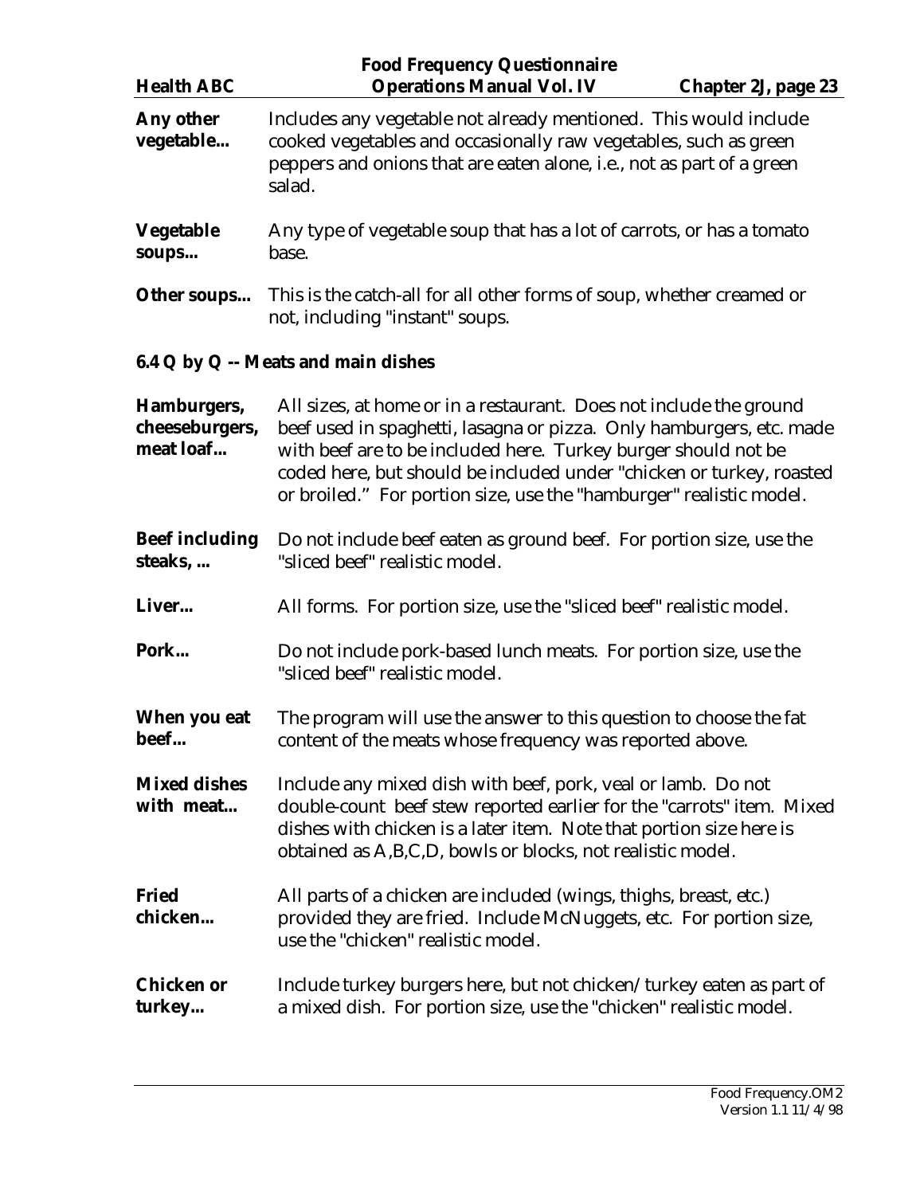**Any other vegetable...** Includes any vegetable not already mentioned. This would include cooked vegetables and occasionally raw vegetables, such as green peppers and onions that are eaten alone, i.e., not as part of a green salad.

**Vegetable soups...** Any type of vegetable soup that has a lot of carrots, or has a tomato base.

**Other soups...** This is the catch-all for all other forms of soup, whether creamed or not, including "instant" soups.

### 6.4 Q by Q -- Meats and main dishes

**Hamburgers, cheeseburgers, meat loaf...** All sizes, at home or in a restaurant. Does not include the ground beef used in spaghetti, lasagna or pizza. Only hamburgers, etc. made with beef are to be included here. Turkey burger should not be coded here, but should be included under "chicken or turkey, roasted or broiled." For portion size, use the "hamburger" realistic model.

**Beef including steaks, ...** Do not include beef eaten as ground beef. For portion size, use the "sliced beef" realistic model.

**Liver...** All forms. For portion size, use the "sliced beef" realistic model.

**Pork...** Do not include pork-based lunch meats. For portion size, use the "sliced beef" realistic model.

**When you eat beef...** The program will use the answer to this question to choose the fat content of the meats whose frequency was reported above.

**Mixed dishes with meat...** Include any mixed dish with beef, pork, veal or lamb. Do not double-count beef stew reported earlier for the "carrots" item. Mixed dishes with chicken is a later item. Note that portion size here is obtained as A,B,C,D, bowls or blocks, not realistic model.

**Fried chicken...** All parts of a chicken are included (wings, thighs, breast, etc.) provided they are fried. Include McNuggets, etc. For portion size, use the "chicken" realistic model.

**Chicken or turkey...** Include turkey burgers here, but not chicken/turkey eaten as part of a mixed dish. For portion size, use the "chicken" realistic model.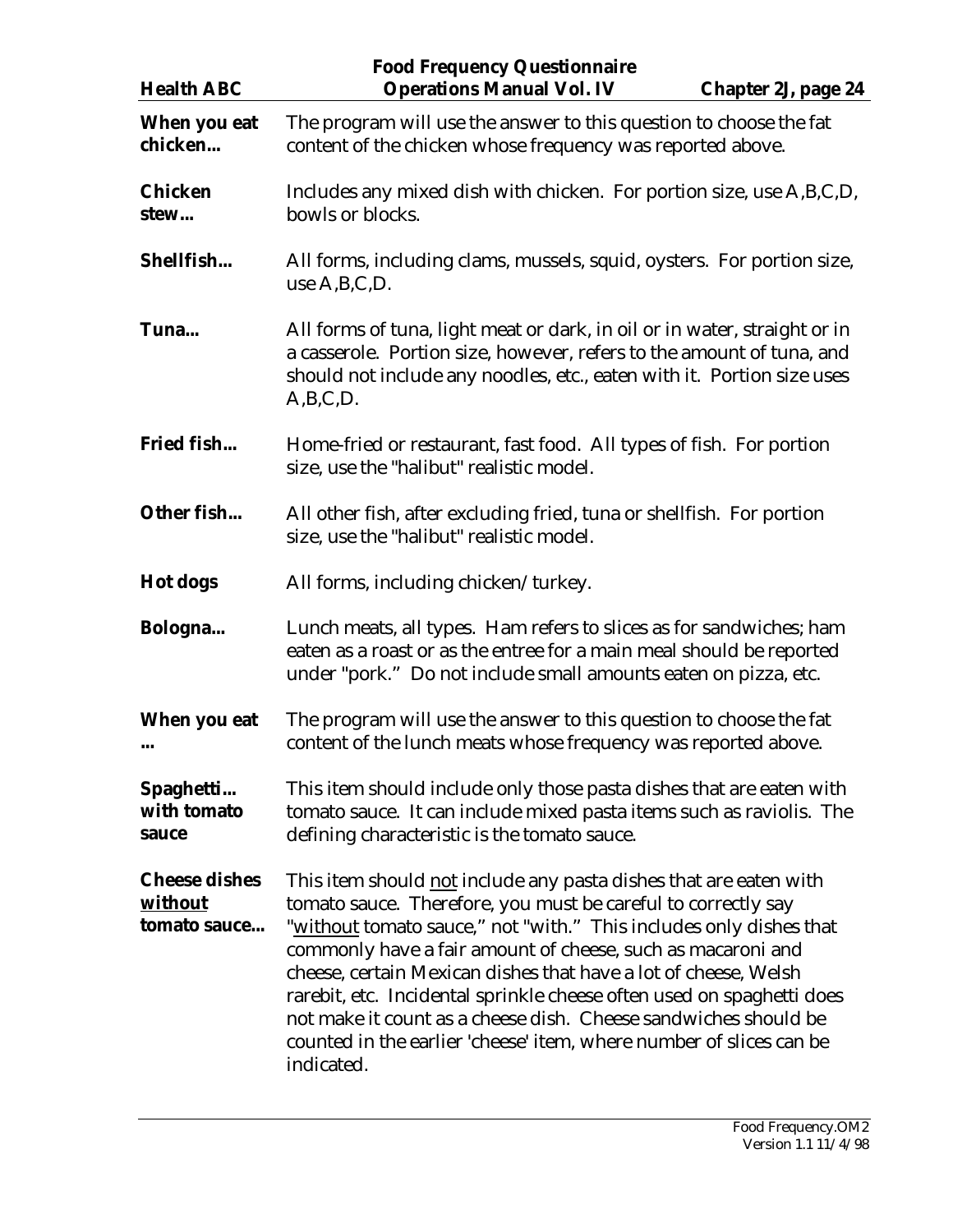**When you eat chicken...** The program will use the answer to this question to choose the fat content of the chicken whose frequency was reported above.

**Chicken stew...** Includes any mixed dish with chicken. For portion size, use A,B,C,D, bowls or blocks.

**Shellfish...** All forms, including clams, mussels, squid, oysters. For portion size, use A,B,C,D.

**Tuna...** All forms of tuna, light meat or dark, in oil or in water, straight or in a casserole. Portion size, however, refers to the amount of tuna, and should not include any noodles, etc., eaten with it. Portion size uses A,B,C,D.

**Fried fish...** Home-fried or restaurant, fast food. All types of fish. For portion size, use the "halibut" realistic model.

**Other fish...** All other fish, after excluding fried, tuna or shellfish. For portion size, use the "halibut" realistic model.

**Hot dogs** All forms, including chicken/turkey.

**Bologna...** Lunch meats, all types. Ham refers to slices as for sandwiches; ham eaten as a roast or as the entree for a main meal should be reported under "pork." Do not include small amounts eaten on pizza, etc.

**When you eat ...** The program will use the answer to this question to choose the fat content of the lunch meats whose frequency was reported above.

**Spaghetti... with tomato sauce** This item should include only those pasta dishes that are eaten with tomato sauce. It can include mixed pasta items such as raviolis. The defining characteristic is the tomato sauce.

**Cheese dishes without tomato sauce...** This item should not include any pasta dishes that are eaten with tomato sauce. Therefore, you must be careful to correctly say "without tomato sauce," not "with." This includes only dishes that commonly have a fair amount of cheese, such as macaroni and cheese, certain Mexican dishes that have a lot of cheese, Welsh rarebit, etc. Incidental sprinkle cheese often used on spaghetti does not make it count as a cheese dish. Cheese sandwiches should be counted in the earlier 'cheese' item, where number of slices can be indicated.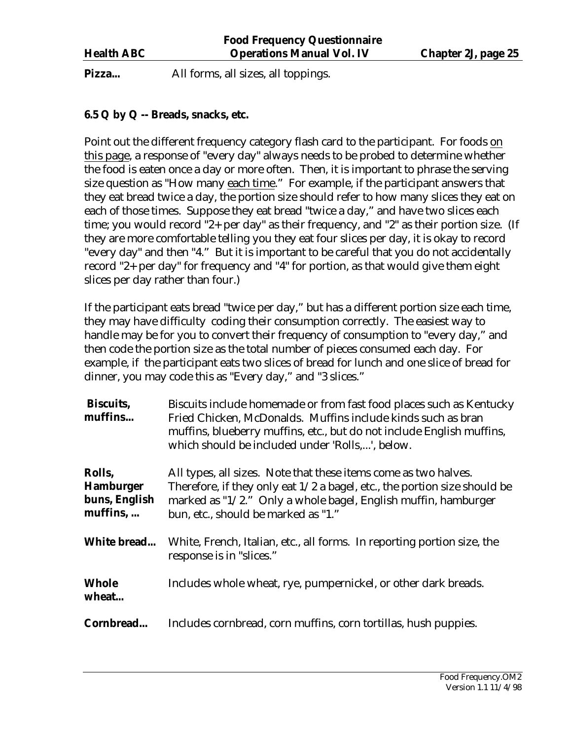**Pizza...** All forms, all sizes, all toppings.

### 6.5 Q by Q -- Breads, snacks, etc.

Point out the different frequency category flash card to the participant. For foods <u>on this page</u>, a response of "every day" always needs to be probed to determine whether the food is eaten once a day or more often. Then, it is important to phrase the serving size question as "How many <u>each time</u>." For example, if the participant answers that they eat bread twice a day, the portion size should refer to how many slices they eat on each of those times. Suppose they eat bread "twice a day," and have two slices each time; you would record "2+ per day" as their frequency, and "2" as their portion size. (If they are more comfortable telling you they eat four slices per day, it is okay to record "every day" and then "4." But it is important to be careful that you do not accidentally record "2+ per day" for frequency and "4" for portion, as that would give them eight slices per day rather than four.)

If the participant eats bread "twice per day," but has a different portion size each time, they may have difficulty coding their consumption correctly. The easiest way to handle may be for you to convert their frequency of consumption to "every day," and then code the portion size as the total number of pieces consumed each day. For example, if the participant eats two slices of bread for lunch and one slice of bread for dinner, you may code this as "Every day," and "3 slices."

**Biscuits, muffins...** Biscuits include homemade or from fast food places such as Kentucky Fried Chicken, McDonalds. Muffins include kinds such as bran muffins, blueberry muffins, etc., but do not include English muffins, which should be included under 'Rolls,...', below.

**Rolls, Hamburger buns, English muffins, ...** All types, all sizes. Note that these items come as two halves. Therefore, if they only eat 1/2 a bagel, etc., the portion size should be marked as "1/2." Only a whole bagel, English muffin, hamburger bun, etc., should be marked as "1."

**White bread...** White, French, Italian, etc., all forms. In reporting portion size, the response is in "slices."

**Whole wheat...** Includes whole wheat, rye, pumpernickel, or other dark breads.

**Cornbread...** Includes cornbread, corn muffins, corn tortillas, hush puppies.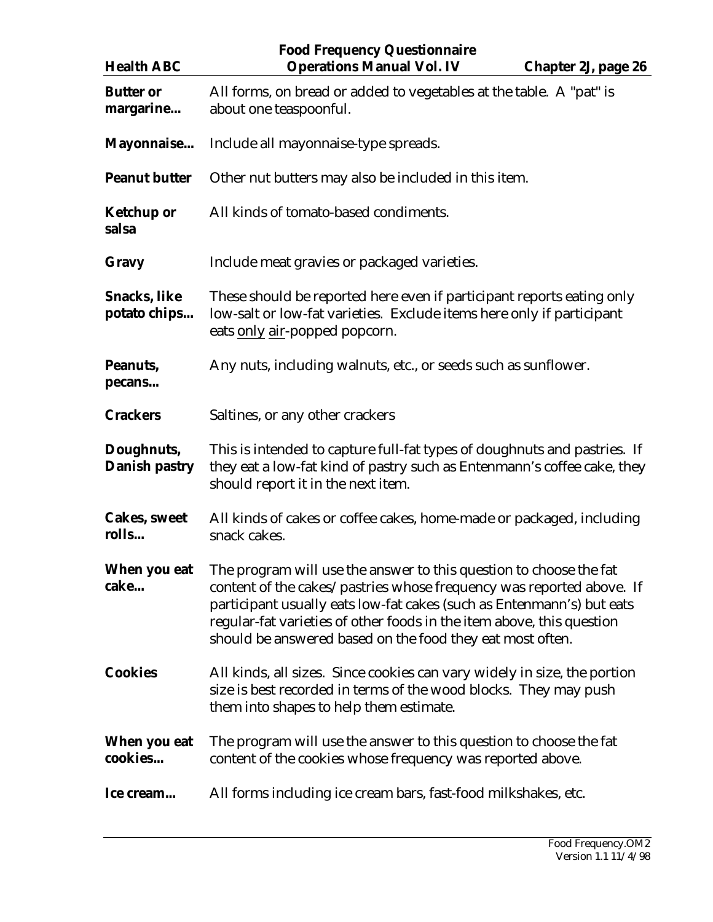**Butter or margarine...** All forms, on bread or added to vegetables at the table. A "pat" is about one teaspoonful.

**Mayonnaise...** Include all mayonnaise-type spreads.

**Peanut butter** Other nut butters may also be included in this item.

**Ketchup or salsa** All kinds of tomato-based condiments.

**Gravy** Include meat gravies or packaged varieties.

**Snacks, like potato chips...** These should be reported here even if participant reports eating only low-salt or low-fat varieties. Exclude items here only if participant eats only air-popped popcorn.

**Peanuts, pecans...** Any nuts, including walnuts, etc., or seeds such as sunflower.

**Crackers** Saltines, or any other crackers

**Doughnuts, Danish pastry** This is intended to capture full-fat types of doughnuts and pastries. If they eat a low-fat kind of pastry such as Entenmann's coffee cake, they should report it in the next item.

**Cakes, sweet rolls...** All kinds of cakes or coffee cakes, home-made or packaged, including snack cakes.

**When you eat cake...** The program will use the answer to this question to choose the fat content of the cakes/pastries whose frequency was reported above. If participant usually eats low-fat cakes (such as Entenmann's) but eats regular-fat varieties of other foods in the item above, this question should be answered based on the food they eat most often.

**Cookies** All kinds, all sizes. Since cookies can vary widely in size, the portion size is best recorded in terms of the wood blocks. They may push them into shapes to help them estimate.

**When you eat cookies...** The program will use the answer to this question to choose the fat content of the cookies whose frequency was reported above.

**Ice cream...** All forms including ice cream bars, fast-food milkshakes, etc.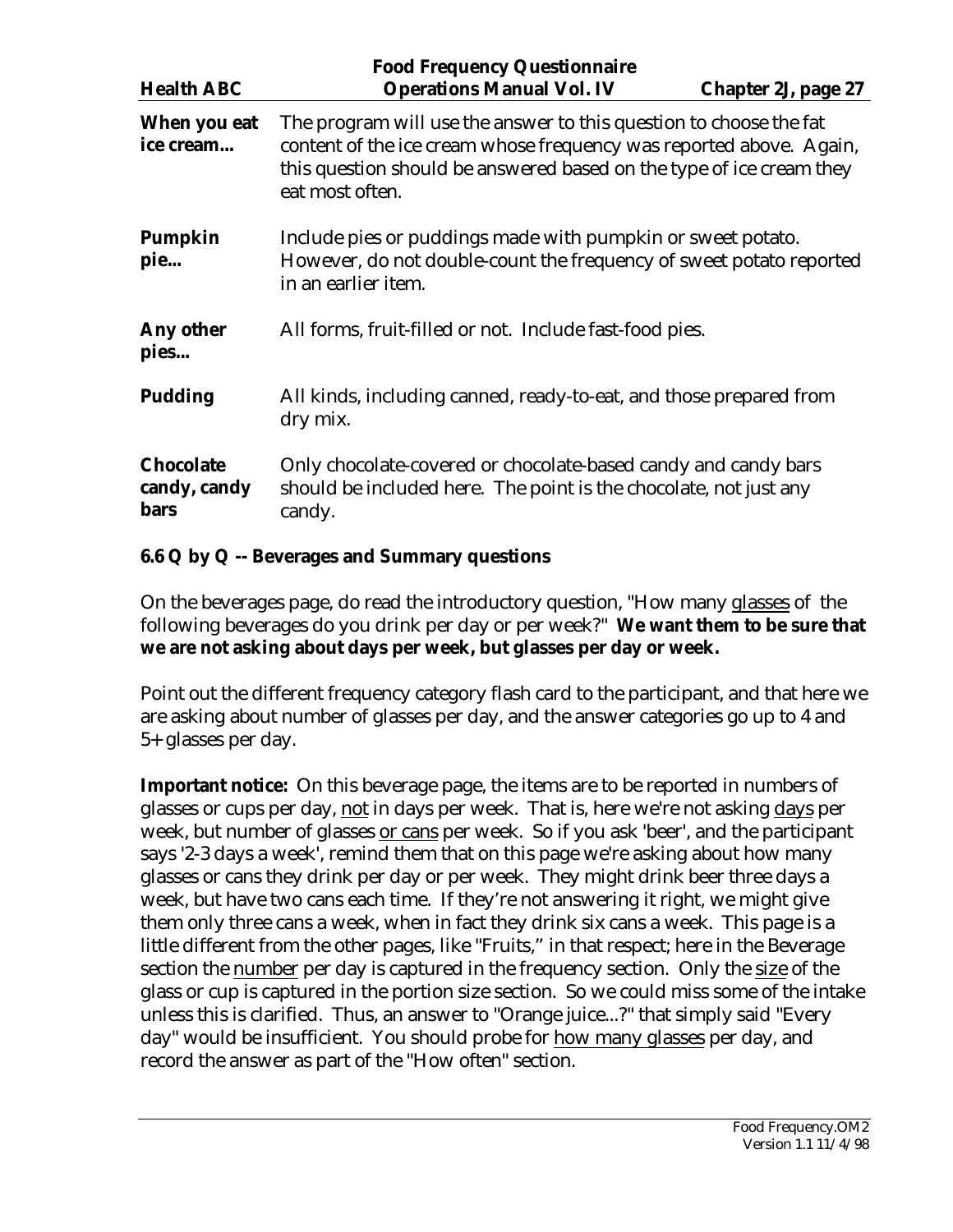**When you eat ice cream...** The program will use the answer to this question to choose the fat content of the ice cream whose frequency was reported above. Again, this question should be answered based on the type of ice cream they eat most often.

**Pumpkin pie...** Include pies or puddings made with pumpkin or sweet potato. However, do not double-count the frequency of sweet potato reported in an earlier item.

**Any other pies...** All forms, fruit-filled or not. Include fast-food pies.

**Pudding** All kinds, including canned, ready-to-eat, and those prepared from dry mix.

**Chocolate candy, candy bars** Only chocolate-covered or chocolate-based candy and candy bars should be included here. The point is the chocolate, not just any candy.

### 6.6 Q by Q -- Beverages and Summary questions

On the beverages page, do read the introductory question, "How many glasses of the following beverages do you drink per day or per week?" **We want them to be sure that we are not asking about days per week, but glasses per day or week.**

Point out the different frequency category flash card to the participant, and that here we are asking about number of glasses per day, and the answer categories go up to 4 and 5+ glasses per day.

**Important notice:** On this beverage page, the items are to be reported in numbers of glasses or cups per day, not in days per week. That is, here we're not asking days per week, but number of glasses or cans per week. So if you ask 'beer', and the participant says '2-3 days a week', remind them that on this page we're asking about how many glasses or cans they drink per day or per week. They might drink beer three days a week, but have two cans each time. If they're not answering it right, we might give them only three cans a week, when in fact they drink six cans a week. This page is a little different from the other pages, like "Fruits," in that respect; here in the Beverage section the number per day is captured in the frequency section. Only the size of the glass or cup is captured in the portion size section. So we could miss some of the intake unless this is clarified. Thus, an answer to "Orange juice...?" that simply said "Every day" would be insufficient. You should probe for how many glasses per day, and record the answer as part of the "How often" section.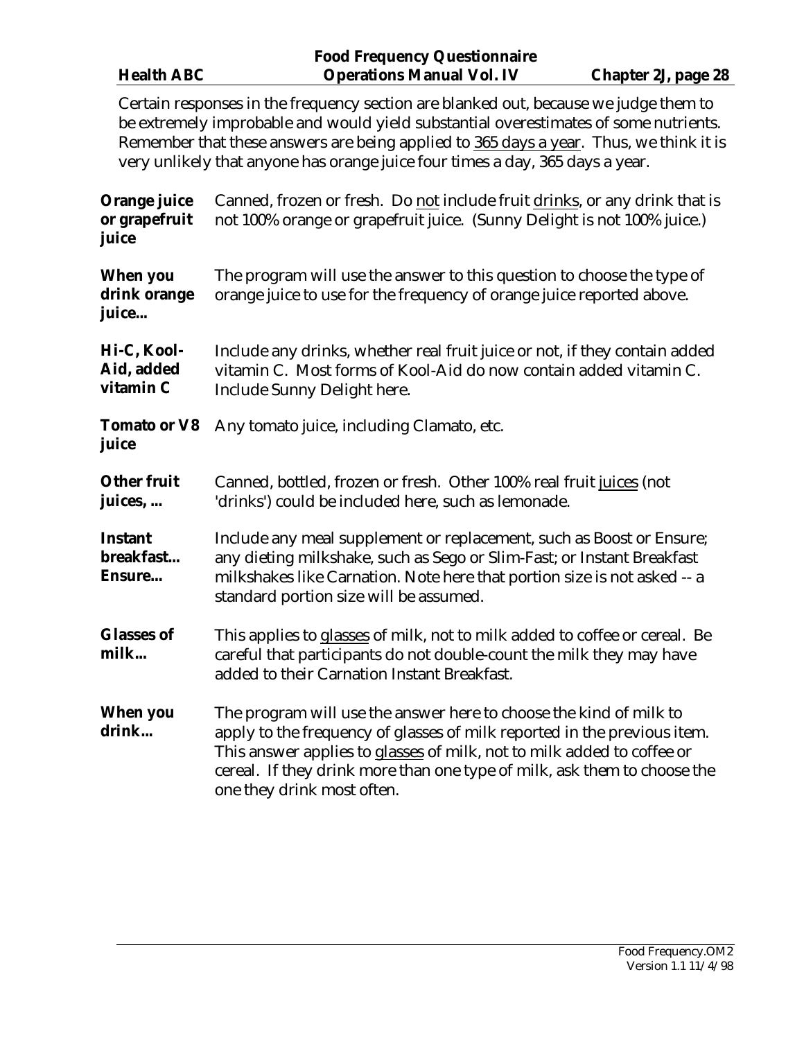Certain responses in the frequency section are blanked out, because we judge them to be extremely improbable and would yield substantial overestimates of some nutrients. Remember that these answers are being applied to 365 days a year. Thus, we think it is very unlikely that anyone has orange juice four times a day, 365 days a year.

**Orange juice or grapefruit juice** — Canned, frozen or fresh. Do not include fruit drinks, or any drink that is not 100% orange or grapefruit juice. (Sunny Delight is not 100% juice.)

**When you drink orange juice...** — The program will use the answer to this question to choose the type of orange juice to use for the frequency of orange juice reported above.

**Hi-C, Kool-Aid, added vitamin C** — Include any drinks, whether real fruit juice or not, if they contain added vitamin C. Most forms of Kool-Aid do now contain added vitamin C. Include Sunny Delight here.

**Tomato or V8 juice** — Any tomato juice, including Clamato, etc.

**Other fruit juices, ...** — Canned, bottled, frozen or fresh. Other 100% real fruit juices (not 'drinks') could be included here, such as lemonade.

**Instant breakfast... Ensure...** — Include any meal supplement or replacement, such as Boost or Ensure; any dieting milkshake, such as Sego or Slim-Fast; or Instant Breakfast milkshakes like Carnation. Note here that portion size is not asked -- a standard portion size will be assumed.

**Glasses of milk...** — This applies to glasses of milk, not to milk added to coffee or cereal. Be careful that participants do not double-count the milk they may have added to their Carnation Instant Breakfast.

**When you drink...** — The program will use the answer here to choose the kind of milk to apply to the frequency of glasses of milk reported in the previous item. This answer applies to glasses of milk, not to milk added to coffee or cereal. If they drink more than one type of milk, ask them to choose the one they drink most often.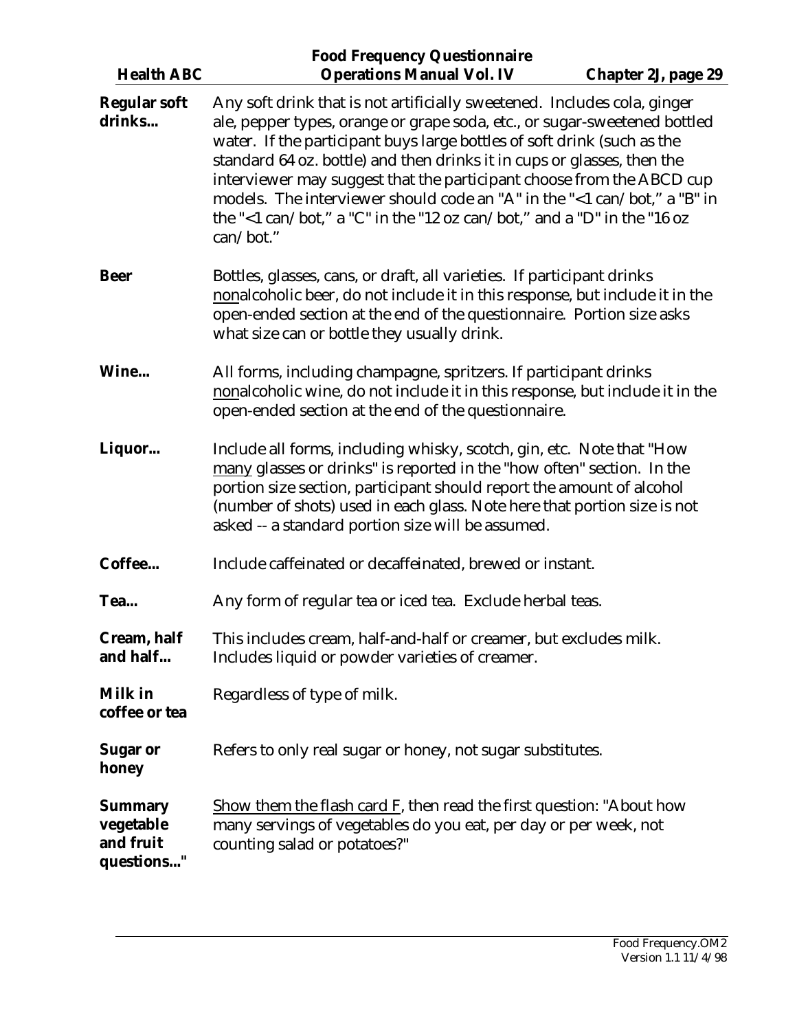**Regular soft drinks...** Any soft drink that is not artificially sweetened. Includes cola, ginger ale, pepper types, orange or grape soda, etc., or sugar-sweetened bottled water. If the participant buys large bottles of soft drink (such as the standard 64 oz. bottle) and then drinks it in cups or glasses, then the interviewer may suggest that the participant choose from the ABCD cup models. The interviewer should code an "A" in the "<1 can/bot," a "B" in the "<1 can/bot," a "C" in the "12 oz can/bot," and a "D" in the "16 oz can/bot."

**Beer** Bottles, glasses, cans, or draft, all varieties. If participant drinks non<u>alcoholic</u> beer, do not include it in this response, but include it in the open-ended section at the end of the questionnaire. Portion size asks what size can or bottle they usually drink.

**Wine...** All forms, including champagne, spritzers. If participant drinks non<u>alcoholic</u> wine, do not include it in this response, but include it in the open-ended section at the end of the questionnaire.

**Liquor...** Include all forms, including whisky, scotch, gin, etc. Note that "How <u>many</u> glasses or drinks" is reported in the "how often" section. In the portion size section, participant should report the amount of alcohol (number of shots) used in each glass. Note here that portion size is not asked -- a standard portion size will be assumed.

**Coffee...** Include caffeinated or decaffeinated, brewed or instant.

**Tea...** Any form of regular tea or iced tea. Exclude herbal teas.

**Cream, half and half...** This includes cream, half-and-half or creamer, but excludes milk. Includes liquid or powder varieties of creamer.

**Milk in coffee or tea** Regardless of type of milk.

**Sugar or honey** Refers to only real sugar or honey, not sugar substitutes.

**Summary vegetable and fruit questions..."** <u>Show them the flash card F</u>, then read the first question: "About how many servings of vegetables do you eat, per day or per week, not counting salad or potatoes?"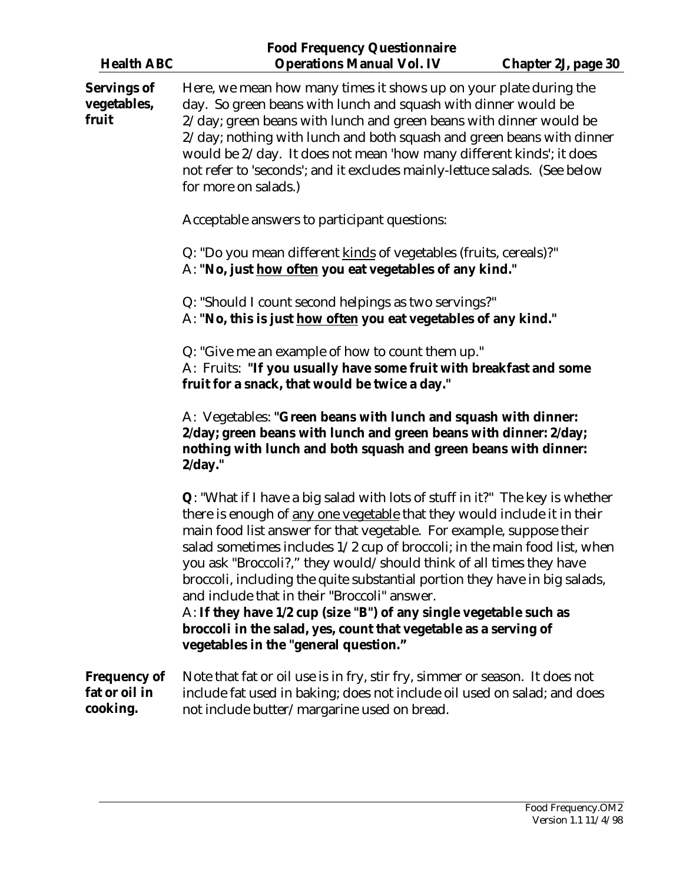**Servings of vegetables, fruit**

Here, we mean how many times it shows up on your plate during the day. So green beans with lunch and squash with dinner would be 2/day; green beans with lunch and green beans with dinner would be 2/day; nothing with lunch and both squash and green beans with dinner would be 2/day. It does not mean 'how many different kinds'; it does not refer to 'seconds'; and it excludes mainly-lettuce salads. (See below for more on salads.)

Acceptable answers to participant questions:

Q: "Do you mean different <u>kinds</u> of vegetables (fruits, cereals)?"
A: **"No, just <u>how often</u> you eat vegetables of any kind."**

Q: "Should I count second helpings as two servings?"
A: **"No, this is just <u>how often</u> you eat vegetables of any kind."**

Q: "Give me an example of how to count them up."
A: Fruits: **"If you usually have some fruit with breakfast and some fruit for a snack, that would be twice a day."**

A: Vegetables: **"Green beans with lunch and squash with dinner: 2/day; green beans with lunch and green beans with dinner: 2/day; nothing with lunch and both squash and green beans with dinner: 2/day."**

**Q**: "What if I have a big salad with lots of stuff in it?" The key is whether there is enough of <u>any one vegetable</u> that they would include it in their main food list answer for that vegetable. For example, suppose their salad sometimes includes 1/2 cup of broccoli; in the main food list, when you ask "Broccoli?," they would/should think of all times they have broccoli, including the quite substantial portion they have in big salads, and include that in their "Broccoli" answer.
A: **If they have 1/2 cup (size "B") of any single vegetable such as broccoli in the salad, yes, count that vegetable as a serving of vegetables in the "general question."**

**Frequency of fat or oil in cooking.**

Note that fat or oil use is in fry, stir fry, simmer or season. It does not include fat used in baking; does not include oil used on salad; and does not include butter/margarine used on bread.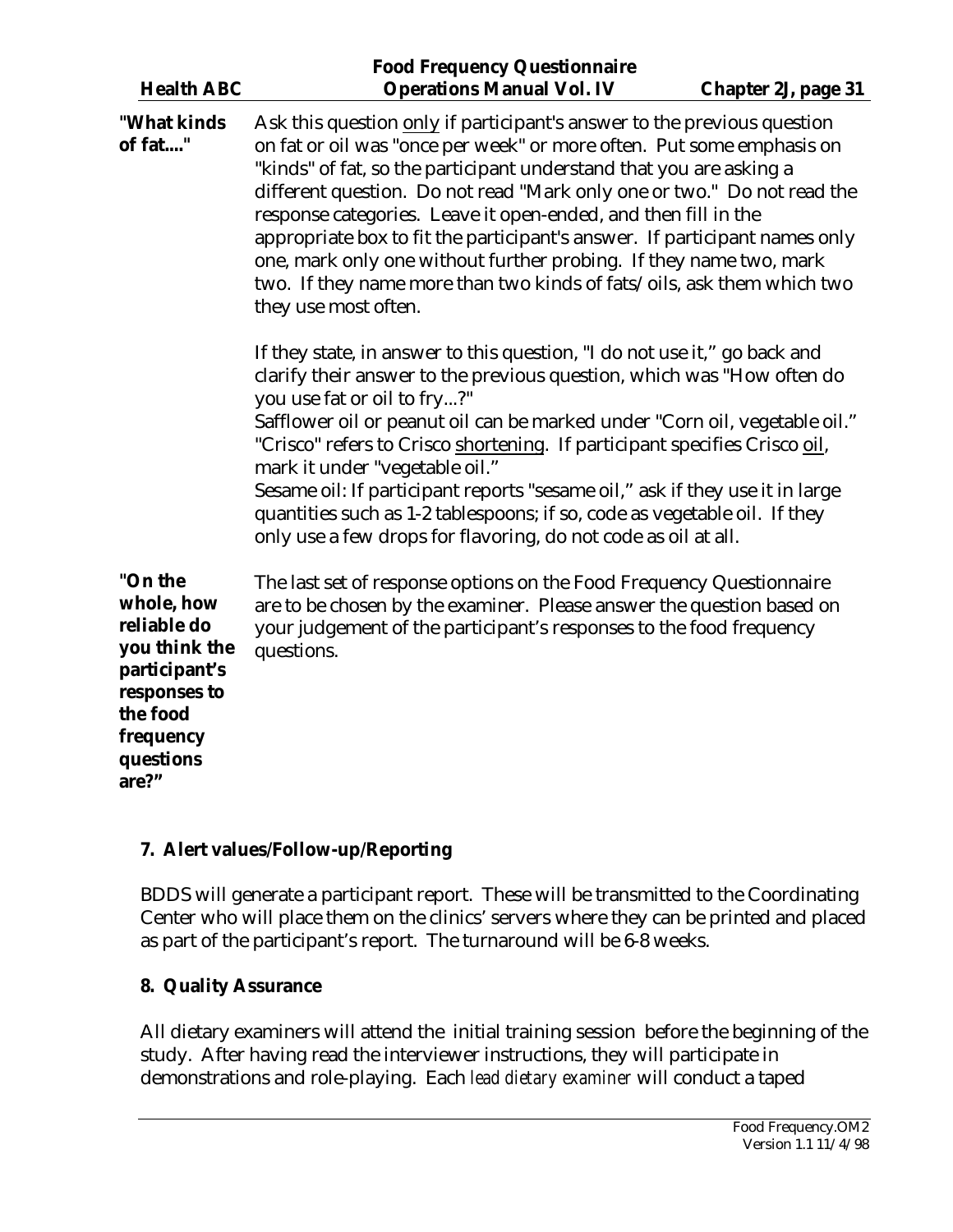**"What kinds of fat...."**

Ask this question only if participant's answer to the previous question on fat or oil was "once per week" or more often. Put some emphasis on "kinds" of fat, so the participant understand that you are asking a different question. Do not read "Mark only one or two." Do not read the response categories. Leave it open-ended, and then fill in the appropriate box to fit the participant's answer. If participant names only one, mark only one without further probing. If they name two, mark two. If they name more than two kinds of fats/oils, ask them which two they use most often.

If they state, in answer to this question, "I do not use it," go back and clarify their answer to the previous question, which was "How often do you use fat or oil to fry...?"
Safflower oil or peanut oil can be marked under "Corn oil, vegetable oil." "Crisco" refers to Crisco shortening. If participant specifies Crisco oil, mark it under "vegetable oil."
Sesame oil: If participant reports "sesame oil," ask if they use it in large quantities such as 1-2 tablespoons; if so, code as vegetable oil. If they only use a few drops for flavoring, do not code as oil at all.

**"On the whole, how reliable do you think the participant's responses to the food frequency questions are?"**

The last set of response options on the Food Frequency Questionnaire are to be chosen by the examiner. Please answer the question based on your judgement of the participant's responses to the food frequency questions.

## 7. Alert values/Follow-up/Reporting

BDDS will generate a participant report. These will be transmitted to the Coordinating Center who will place them on the clinics' servers where they can be printed and placed as part of the participant's report. The turnaround will be 6-8 weeks.

## 8. Quality Assurance

All dietary examiners will attend the initial training session before the beginning of the study. After having read the interviewer instructions, they will participate in demonstrations and role-playing. Each *lead dietary examiner* will conduct a taped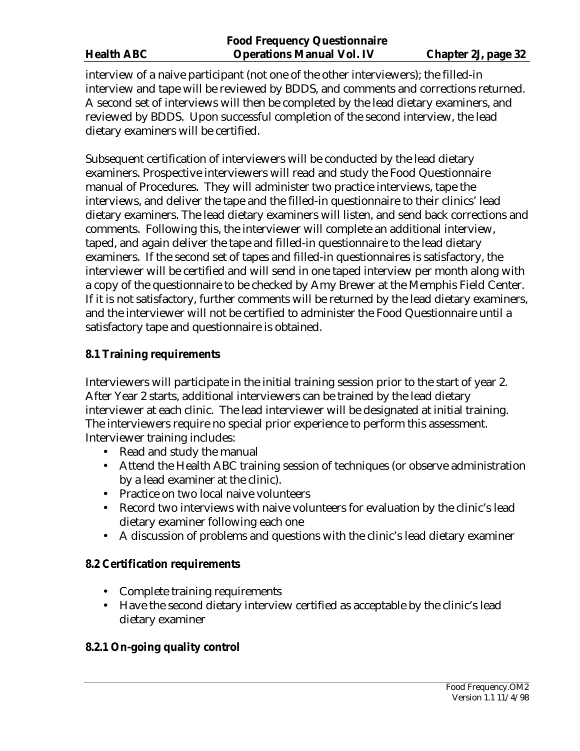interview of a naive participant (not one of the other interviewers); the filled-in interview and tape will be reviewed by BDDS, and comments and corrections returned. A second set of interviews will then be completed by the lead dietary examiners, and reviewed by BDDS. Upon successful completion of the second interview, the lead dietary examiners will be certified.

Subsequent certification of interviewers will be conducted by the lead dietary examiners. Prospective interviewers will read and study the Food Questionnaire manual of Procedures. They will administer two practice interviews, tape the interviews, and deliver the tape and the filled-in questionnaire to their clinics' lead dietary examiners. The lead dietary examiners will listen, and send back corrections and comments. Following this, the interviewer will complete an additional interview, taped, and again deliver the tape and filled-in questionnaire to the lead dietary examiners. If the second set of tapes and filled-in questionnaires is satisfactory, the interviewer will be certified and will send in one taped interview per month along with a copy of the questionnaire to be checked by Amy Brewer at the Memphis Field Center. If it is not satisfactory, further comments will be returned by the lead dietary examiners, and the interviewer will not be certified to administer the Food Questionnaire until a satisfactory tape and questionnaire is obtained.

### 8.1 Training requirements

Interviewers will participate in the initial training session prior to the start of year 2. After Year 2 starts, additional interviewers can be trained by the lead dietary interviewer at each clinic. The lead interviewer will be designated at initial training. The interviewers require no special prior experience to perform this assessment. Interviewer training includes:

- Read and study the manual
- Attend the Health ABC training session of techniques (or observe administration by a lead examiner at the clinic).
- Practice on two local naive volunteers
- Record two interviews with naive volunteers for evaluation by the clinic's lead dietary examiner following each one
- A discussion of problems and questions with the clinic's lead dietary examiner

### 8.2 Certification requirements

- Complete training requirements
- Have the second dietary interview certified as acceptable by the clinic's lead dietary examiner

#### 8.2.1 On-going quality control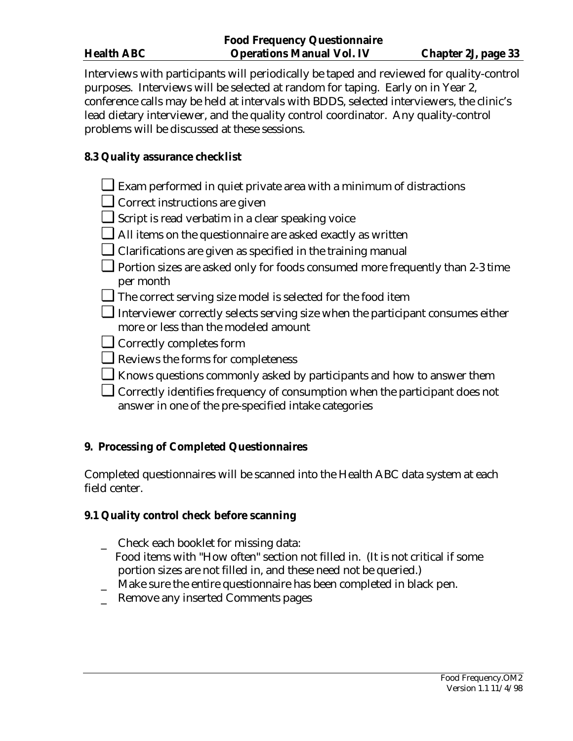Interviews with participants will periodically be taped and reviewed for quality-control purposes. Interviews will be selected at random for taping. Early on in Year 2, conference calls may be held at intervals with BDDS, selected interviewers, the clinic's lead dietary interviewer, and the quality control coordinator. Any quality-control problems will be discussed at these sessions.

### 8.3 Quality assurance checklist

- ☐ Exam performed in quiet private area with a minimum of distractions
- ☐ Correct instructions are given
- ☐ Script is read verbatim in a clear speaking voice
- ☐ All items on the questionnaire are asked exactly as written
- ☐ Clarifications are given as specified in the training manual
- ☐ Portion sizes are asked only for foods consumed more frequently than 2-3 time per month
- ☐ The correct serving size model is selected for the food item
- ☐ Interviewer correctly selects serving size when the participant consumes either more or less than the modeled amount
- ☐ Correctly completes form
- ☐ Reviews the forms for completeness
- ☐ Knows questions commonly asked by participants and how to answer them
- ☐ Correctly identifies frequency of consumption when the participant does not answer in one of the pre-specified intake categories

## 9. Processing of Completed Questionnaires

Completed questionnaires will be scanned into the Health ABC data system at each field center.

### 9.1 Quality control check before scanning

- Check each booklet for missing data:
  Food items with "How often" section not filled in. (It is not critical if some portion sizes are not filled in, and these need not be queried.)
- Make sure the entire questionnaire has been completed in black pen.
- Remove any inserted Comments pages